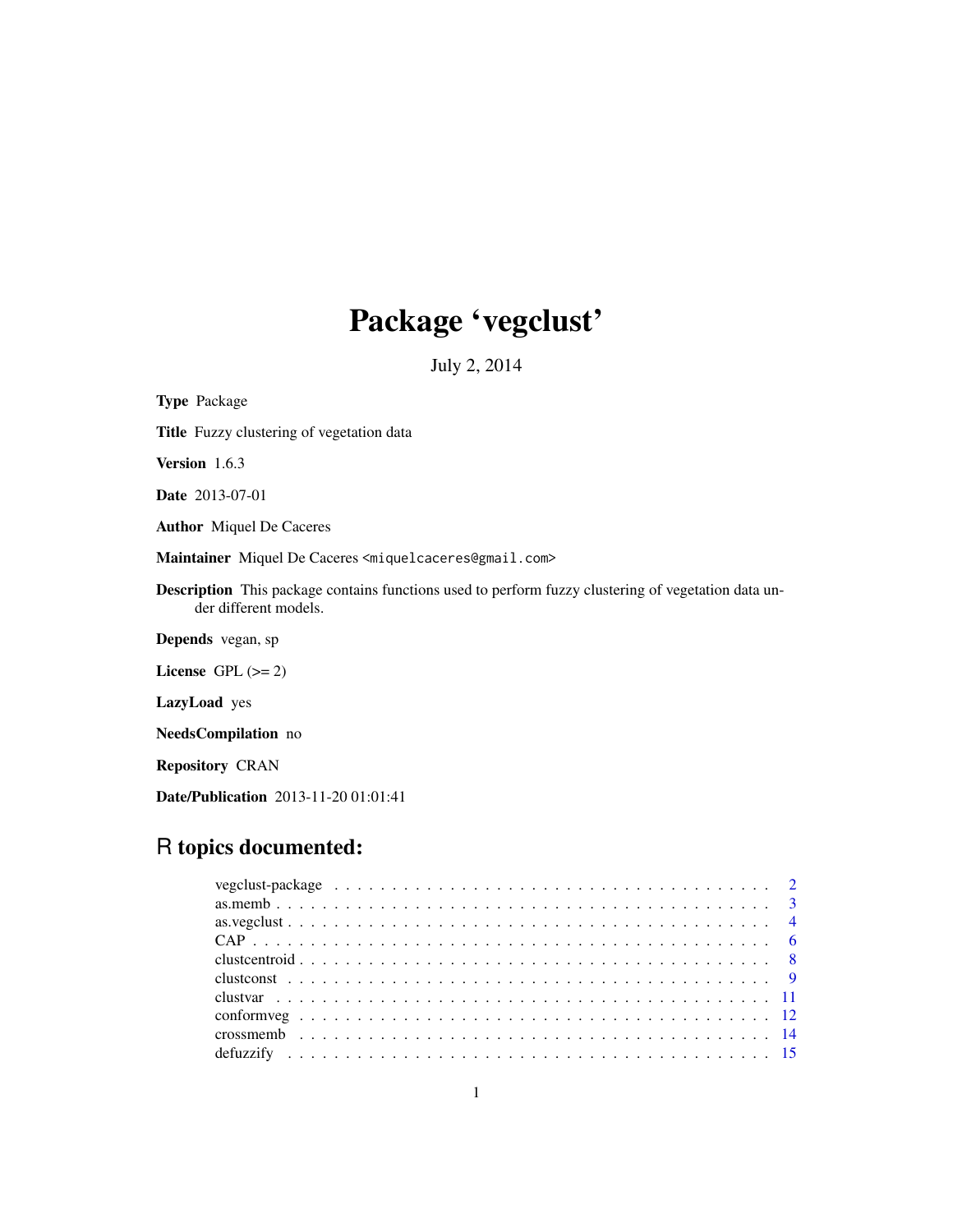# Package 'vegclust'

July 2, 2014

**Type** Package

**Title** Fuzzy clustering of vegetation data

**Version** 1.6.3

**Date** 2013-07-01

**Author** Miquel De Caceres

**Maintainer** Miquel De Caceres <miquelcaceres@gmail.com>

**Description** This package contains functions used to perform fuzzy clustering of vegetation data under different models.

**Depends** vegan, sp

**License** GPL (>= 2)

**LazyLoad** yes

**NeedsCompilation** no

**Repository** CRAN

**Date/Publication** 2013-11-20 01:01:41

## R topics documented:

| | |
|---|---|
| vegclust-package | 2 |
| as.memb | 3 |
| as.vegclust | 4 |
| CAP | 6 |
| clustcentroid | 8 |
| clustconst | 9 |
| clustvar | 11 |
| conformveg | 12 |
| crossmemb | 14 |
| defuzzify | 15 |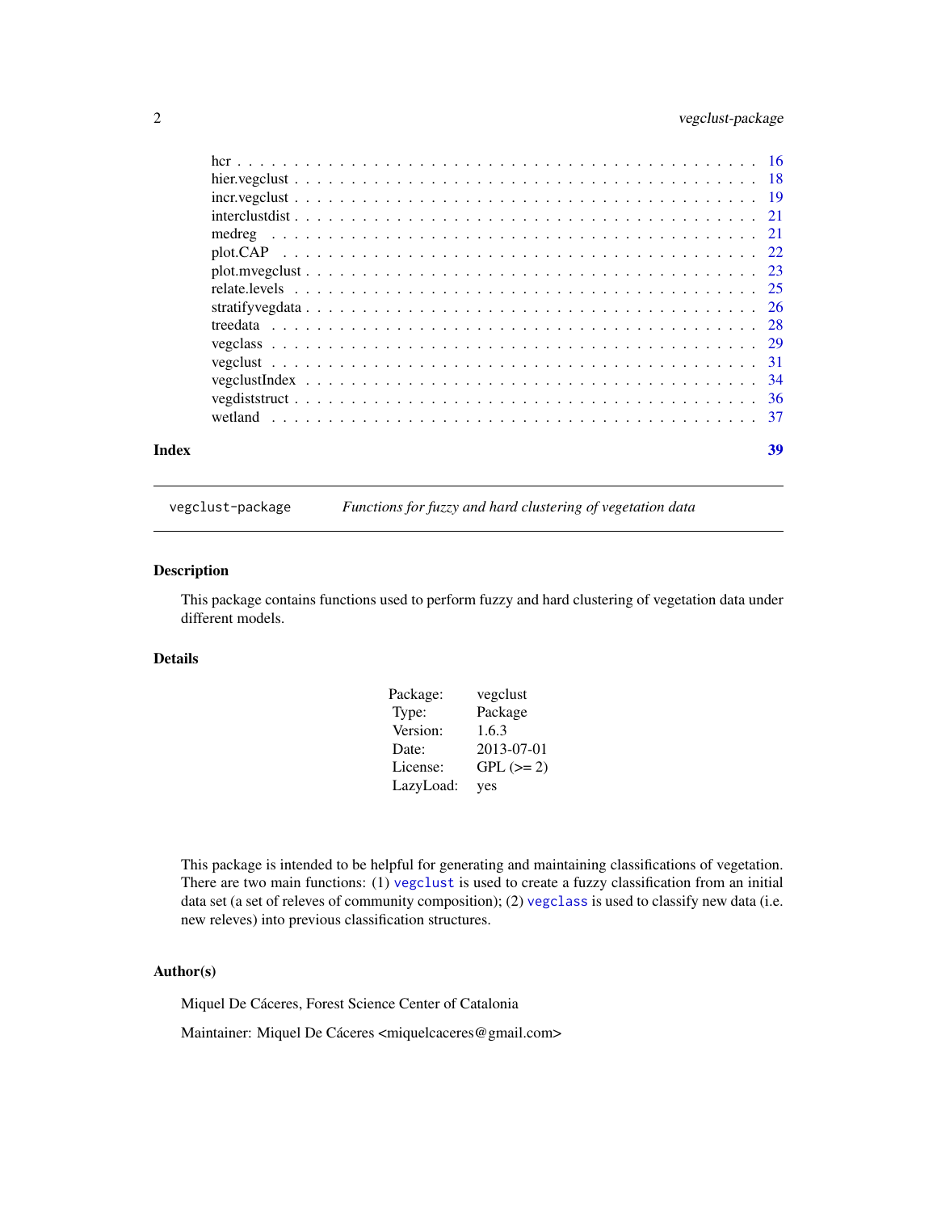| | |
|---|---|
| hcr | 16 |
| hier.vegclust | 18 |
| incr.vegclust | 19 |
| interclustdist | 21 |
| medreg | 21 |
| plot.CAP | 22 |
| plot.mvegclust | 23 |
| relate.levels | 25 |
| stratifyvegdata | 26 |
| treedata | 28 |
| vegclass | 29 |
| vegclust | 31 |
| vegclustIndex | 34 |
| vegdiststruct | 36 |
| wetland | 37 |

**Index** **39**

---

`vegclust-package` *Functions for fuzzy and hard clustering of vegetation data*

---

## Description

This package contains functions used to perform fuzzy and hard clustering of vegetation data under different models.

## Details

| | |
|---|---|
| Package: | vegclust |
| Type: | Package |
| Version: | 1.6.3 |
| Date: | 2013-07-01 |
| License: | GPL (>= 2) |
| LazyLoad: | yes |

This package is intended to be helpful for generating and maintaining classifications of vegetation. There are two main functions: (1) `vegclust` is used to create a fuzzy classification from an initial data set (a set of releves of community composition); (2) `vegclass` is used to classify new data (i.e. new releves) into previous classification structures.

## Author(s)

Miquel De Cáceres, Forest Science Center of Catalonia

Maintainer: Miquel De Cáceres <miquelcaceres@gmail.com>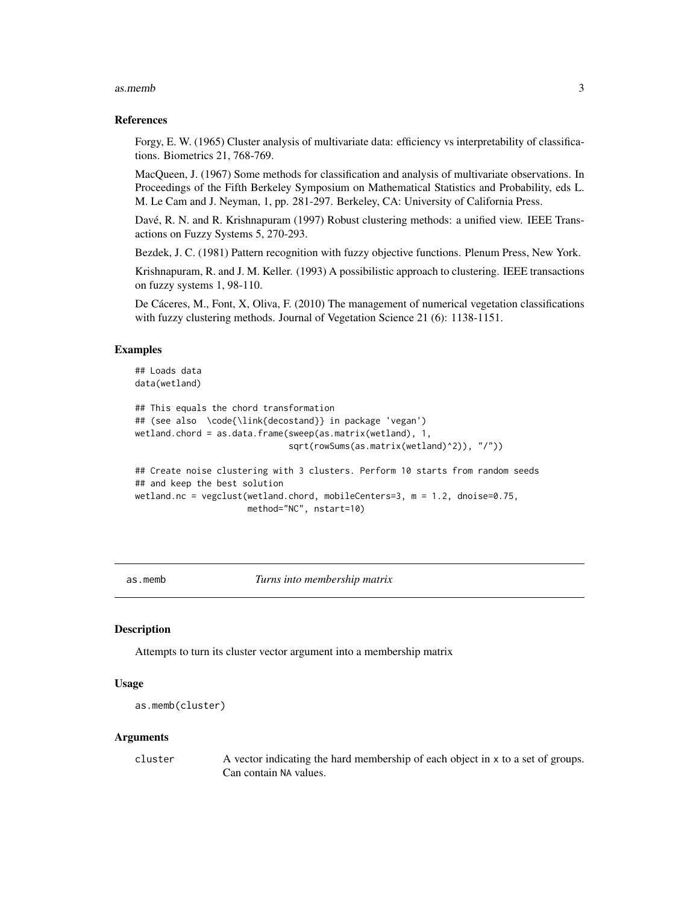### References

Forgy, E. W. (1965) Cluster analysis of multivariate data: efficiency vs interpretability of classifications. Biometrics 21, 768-769.

MacQueen, J. (1967) Some methods for classification and analysis of multivariate observations. In Proceedings of the Fifth Berkeley Symposium on Mathematical Statistics and Probability, eds L. M. Le Cam and J. Neyman, 1, pp. 281-297. Berkeley, CA: University of California Press.

Davé, R. N. and R. Krishnapuram (1997) Robust clustering methods: a unified view. IEEE Transactions on Fuzzy Systems 5, 270-293.

Bezdek, J. C. (1981) Pattern recognition with fuzzy objective functions. Plenum Press, New York.

Krishnapuram, R. and J. M. Keller. (1993) A possibilistic approach to clustering. IEEE transactions on fuzzy systems 1, 98-110.

De Cáceres, M., Font, X, Oliva, F. (2010) The management of numerical vegetation classifications with fuzzy clustering methods. Journal of Vegetation Science 21 (6): 1138-1151.

### Examples

```
## Loads data
data(wetland)

## This equals the chord transformation
## (see also  \code{\link{decostand}} in package 'vegan')
wetland.chord = as.data.frame(sweep(as.matrix(wetland), 1,
                              sqrt(rowSums(as.matrix(wetland)^2)), "/"))

## Create noise clustering with 3 clusters. Perform 10 starts from random seeds
## and keep the best solution
wetland.nc = vegclust(wetland.chord, mobileCenters=3, m = 1.2, dnoise=0.75,
                      method="NC", nstart=10)
```

---

## as.memb — *Turns into membership matrix*

### Description

Attempts to turn its cluster vector argument into a membership matrix

### Usage

```
as.memb(cluster)
```

### Arguments

| | |
|---|---|
| cluster | A vector indicating the hard membership of each object in x to a set of groups. Can contain NA values. |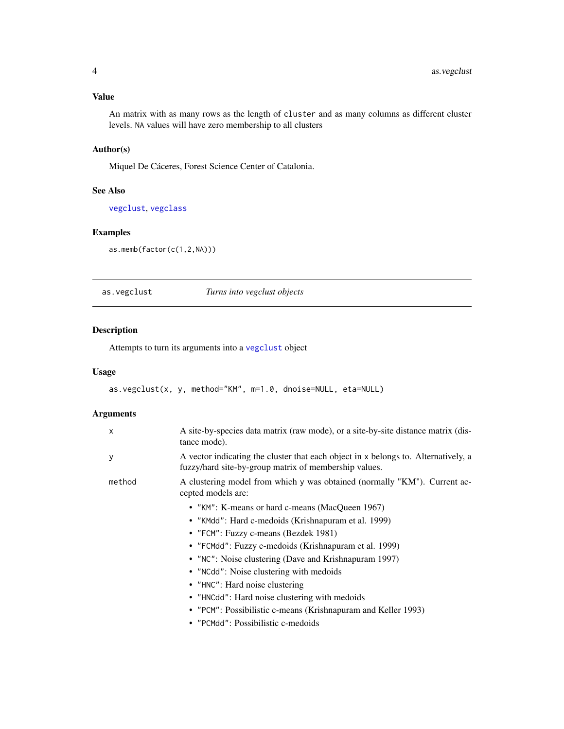## Value

An matrix with as many rows as the length of `cluster` and as many columns as different cluster levels. `NA` values will have zero membership to all clusters

## Author(s)

Miquel De Cáceres, Forest Science Center of Catalonia.

## See Also

`vegclust`, `vegclass`

## Examples

```
as.memb(factor(c(1,2,NA)))
```

---

`as.vegclust` *Turns into vegclust objects*

---

## Description

Attempts to turn its arguments into a `vegclust` object

## Usage

```
as.vegclust(x, y, method="KM", m=1.0, dnoise=NULL, eta=NULL)
```

## Arguments

| | |
|---|---|
| `x` | A site-by-species data matrix (raw mode), or a site-by-site distance matrix (distance mode). |
| `y` | A vector indicating the cluster that each object in `x` belongs to. Alternatively, a fuzzy/hard site-by-group matrix of membership values. |
| `method` | A clustering model from which `y` was obtained (normally "KM"). Current accepted models are: <br>• `"KM"`: K-means or hard c-means (MacQueen 1967) <br>• `"KMdd"`: Hard c-medoids (Krishnapuram et al. 1999) <br>• `"FCM"`: Fuzzy c-means (Bezdek 1981) <br>• `"FCMdd"`: Fuzzy c-medoids (Krishnapuram et al. 1999) <br>• `"NC"`: Noise clustering (Dave and Krishnapuram 1997) <br>• `"NCdd"`: Noise clustering with medoids <br>• `"HNC"`: Hard noise clustering <br>• `"HNCdd"`: Hard noise clustering with medoids <br>• `"PCM"`: Possibilistic c-means (Krishnapuram and Keller 1993) <br>• `"PCMdd"`: Possibilistic c-medoids |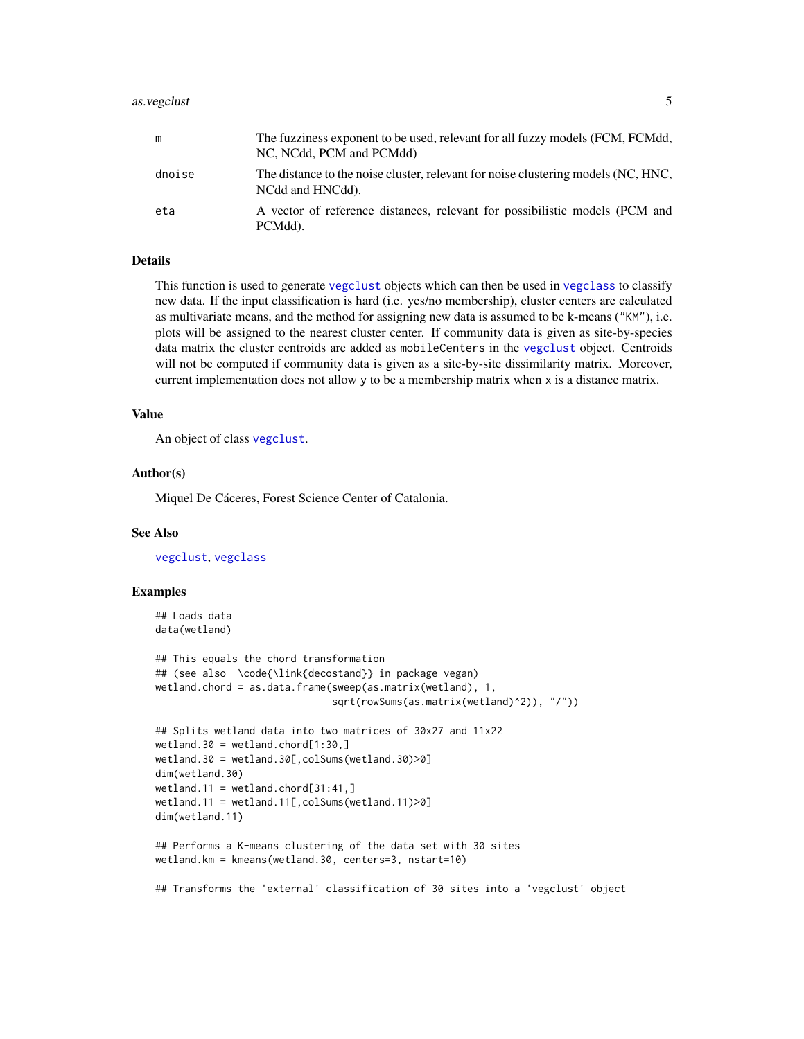| | |
|---|---|
| m | The fuzziness exponent to be used, relevant for all fuzzy models (FCM, FCMdd, NC, NCdd, PCM and PCMdd) |
| dnoise | The distance to the noise cluster, relevant for noise clustering models (NC, HNC, NCdd and HNCdd). |
| eta | A vector of reference distances, relevant for possibilistic models (PCM and PCMdd). |

## Details

This function is used to generate `vegclust` objects which can then be used in `vegclass` to classify new data. If the input classification is hard (i.e. yes/no membership), cluster centers are calculated as multivariate means, and the method for assigning new data is assumed to be k-means ("KM"), i.e. plots will be assigned to the nearest cluster center. If community data is given as site-by-species data matrix the cluster centroids are added as `mobileCenters` in the `vegclust` object. Centroids will not be computed if community data is given as a site-by-site dissimilarity matrix. Moreover, current implementation does not allow y to be a membership matrix when x is a distance matrix.

## Value

An object of class `vegclust`.

## Author(s)

Miquel De Cáceres, Forest Science Center of Catalonia.

## See Also

`vegclust`, `vegclass`

## Examples

```
## Loads data
data(wetland)

## This equals the chord transformation
## (see also  \code{\link{decostand}} in package vegan)
wetland.chord = as.data.frame(sweep(as.matrix(wetland), 1,
                              sqrt(rowSums(as.matrix(wetland)^2)), "/"))

## Splits wetland data into two matrices of 30x27 and 11x22
wetland.30 = wetland.chord[1:30,]
wetland.30 = wetland.30[,colSums(wetland.30)>0]
dim(wetland.30)
wetland.11 = wetland.chord[31:41,]
wetland.11 = wetland.11[,colSums(wetland.11)>0]
dim(wetland.11)

## Performs a K-means clustering of the data set with 30 sites
wetland.km = kmeans(wetland.30, centers=3, nstart=10)

## Transforms the 'external' classification of 30 sites into a 'vegclust' object
```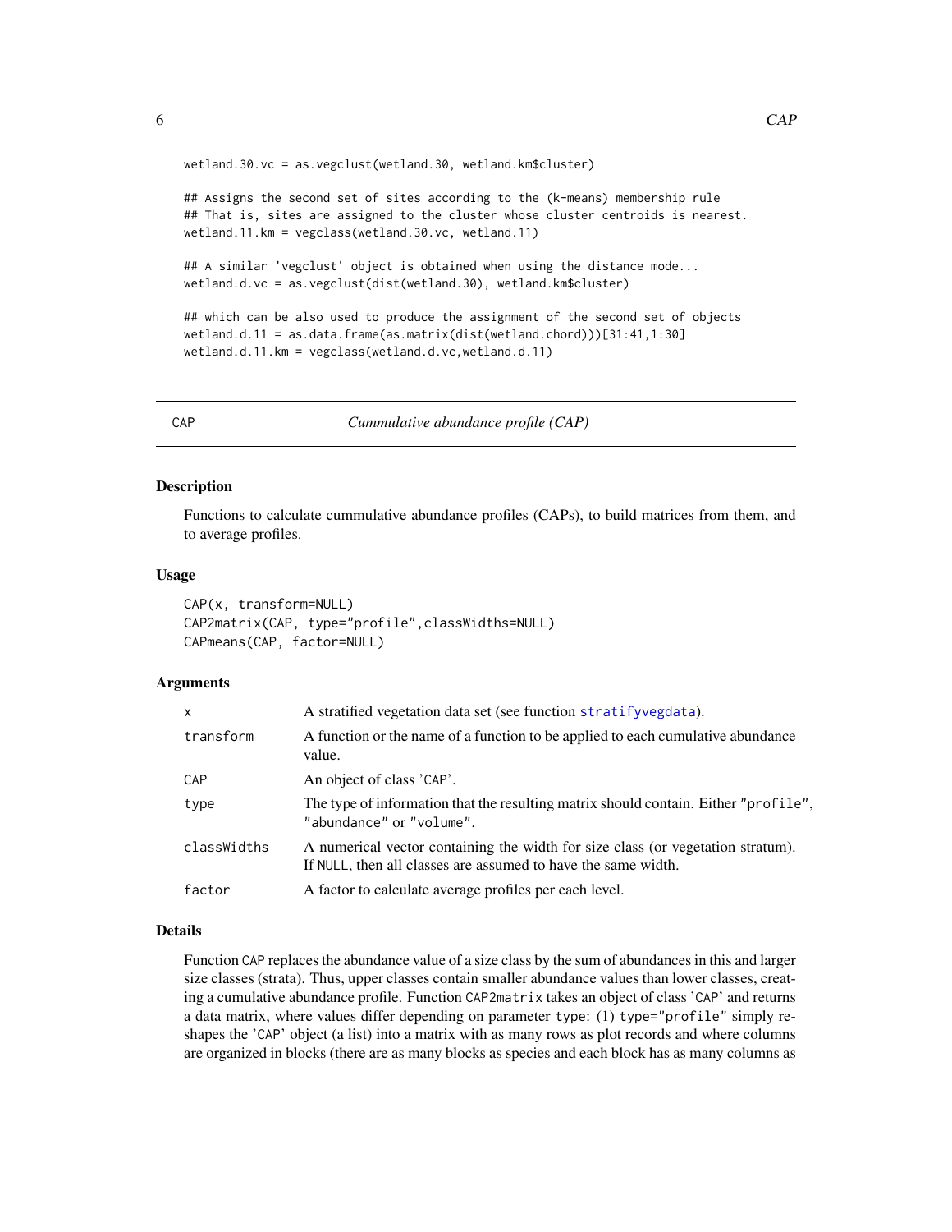```
wetland.30.vc = as.vegclust(wetland.30, wetland.km$cluster)

## Assigns the second set of sites according to the (k-means) membership rule
## That is, sites are assigned to the cluster whose cluster centroids is nearest.
wetland.11.km = vegclass(wetland.30.vc, wetland.11)

## A similar 'vegclust' object is obtained when using the distance mode...
wetland.d.vc = as.vegclust(dist(wetland.30), wetland.km$cluster)

## which can be also used to produce the assignment of the second set of objects
wetland.d.11 = as.data.frame(as.matrix(dist(wetland.chord)))[31:41,1:30]
wetland.d.11.km = vegclass(wetland.d.vc,wetland.d.11)
```

---

## CAP — *Cummulative abundance profile (CAP)*

### Description

Functions to calculate cummulative abundance profiles (CAPs), to build matrices from them, and to average profiles.

### Usage

```
CAP(x, transform=NULL)
CAP2matrix(CAP, type="profile",classWidths=NULL)
CAPmeans(CAP, factor=NULL)
```

### Arguments

| | |
|---|---|
| `x` | A stratified vegetation data set (see function `stratifyvegdata`). |
| `transform` | A function or the name of a function to be applied to each cumulative abundance value. |
| `CAP` | An object of class 'CAP'. |
| `type` | The type of information that the resulting matrix should contain. Either `"profile"`, `"abundance"` or `"volume"`. |
| `classWidths` | A numerical vector containing the width for size class (or vegetation stratum). If `NULL`, then all classes are assumed to have the same width. |
| `factor` | A factor to calculate average profiles per each level. |

### Details

Function `CAP` replaces the abundance value of a size class by the sum of abundances in this and larger size classes (strata). Thus, upper classes contain smaller abundance values than lower classes, creating a cumulative abundance profile. Function `CAP2matrix` takes an object of class 'CAP' and returns a data matrix, where values differ depending on parameter `type`: (1) `type="profile"` simply reshapes the 'CAP' object (a list) into a matrix with as many rows as plot records and where columns are organized in blocks (there are as many blocks as species and each block has as many columns as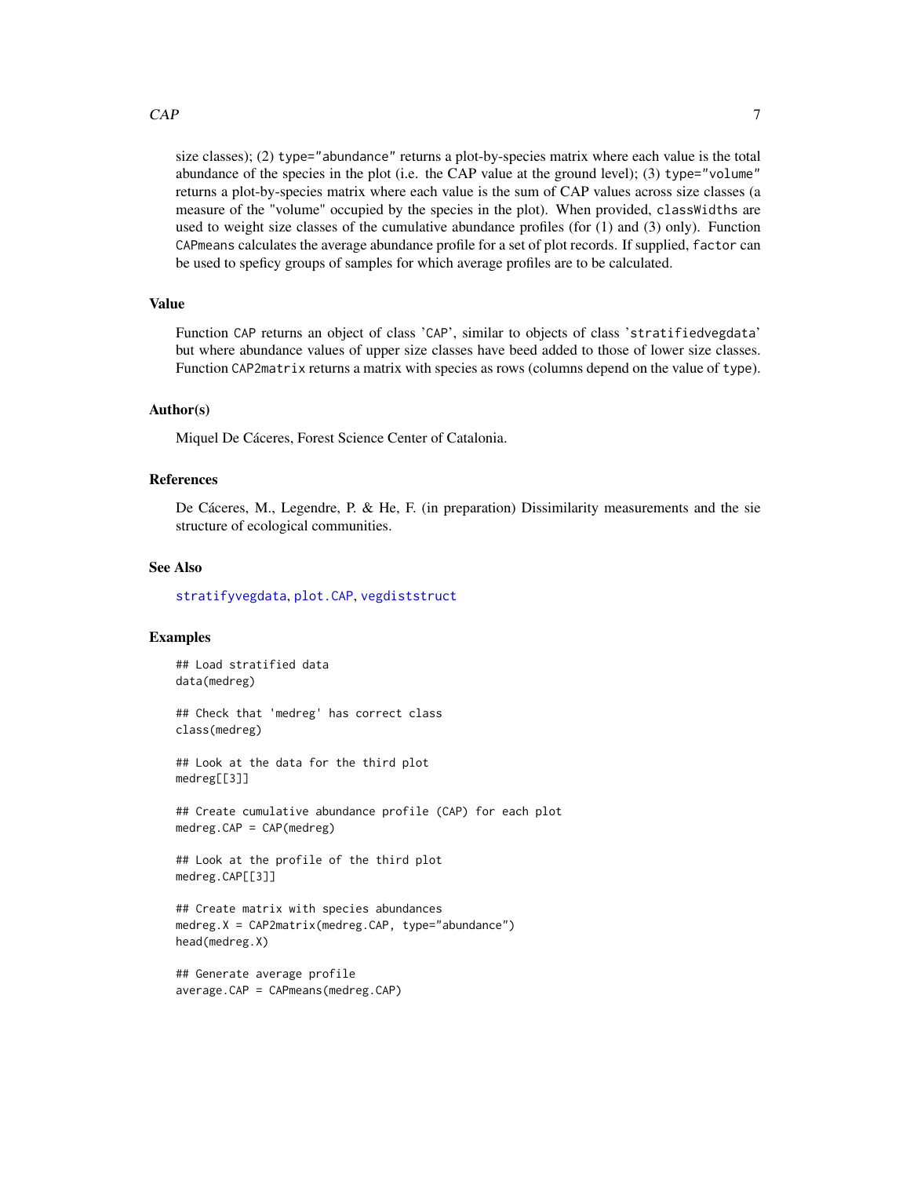size classes); (2) type="abundance" returns a plot-by-species matrix where each value is the total abundance of the species in the plot (i.e. the CAP value at the ground level); (3) type="volume" returns a plot-by-species matrix where each value is the sum of CAP values across size classes (a measure of the "volume" occupied by the species in the plot). When provided, classWidths are used to weight size classes of the cumulative abundance profiles (for (1) and (3) only). Function CAPmeans calculates the average abundance profile for a set of plot records. If supplied, factor can be used to speficy groups of samples for which average profiles are to be calculated.

## Value

Function CAP returns an object of class 'CAP', similar to objects of class 'stratifiedvegdata' but where abundance values of upper size classes have beed added to those of lower size classes. Function CAP2matrix returns a matrix with species as rows (columns depend on the value of type).

## Author(s)

Miquel De Cáceres, Forest Science Center of Catalonia.

## References

De Cáceres, M., Legendre, P. & He, F. (in preparation) Dissimilarity measurements and the sie structure of ecological communities.

## See Also

stratifyvegdata, plot.CAP, vegdiststruct

## Examples

```
## Load stratified data
data(medreg)

## Check that 'medreg' has correct class
class(medreg)

## Look at the data for the third plot
medreg[[3]]

## Create cumulative abundance profile (CAP) for each plot
medreg.CAP = CAP(medreg)

## Look at the profile of the third plot
medreg.CAP[[3]]

## Create matrix with species abundances
medreg.X = CAP2matrix(medreg.CAP, type="abundance")
head(medreg.X)

## Generate average profile
average.CAP = CAPmeans(medreg.CAP)
```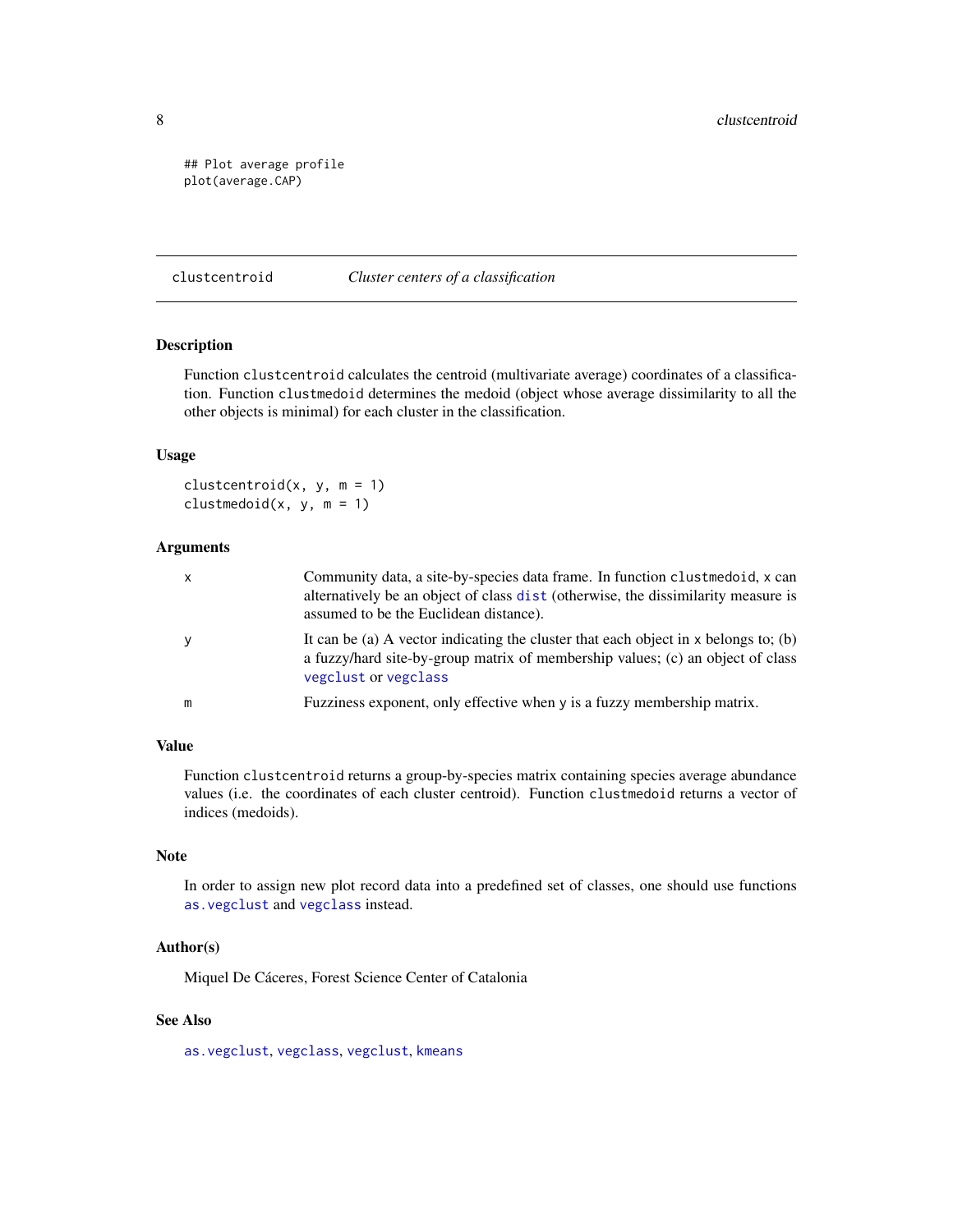```
## Plot average profile
plot(average.CAP)
```

---

## clustcentroid *Cluster centers of a classification*

### Description

Function `clustcentroid` calculates the centroid (multivariate average) coordinates of a classification. Function `clustmedoid` determines the medoid (object whose average dissimilarity to all the other objects is minimal) for each cluster in the classification.

### Usage

```
clustcentroid(x, y, m = 1)
clustmedoid(x, y, m = 1)
```

### Arguments

| | |
|---|---|
| `x` | Community data, a site-by-species data frame. In function `clustmedoid`, `x` can alternatively be an object of class `dist` (otherwise, the dissimilarity measure is assumed to be the Euclidean distance). |
| `y` | It can be (a) A vector indicating the cluster that each object in `x` belongs to; (b) a fuzzy/hard site-by-group matrix of membership values; (c) an object of class `vegclust` or `vegclass` |
| `m` | Fuzziness exponent, only effective when `y` is a fuzzy membership matrix. |

### Value

Function `clustcentroid` returns a group-by-species matrix containing species average abundance values (i.e. the coordinates of each cluster centroid). Function `clustmedoid` returns a vector of indices (medoids).

### Note

In order to assign new plot record data into a predefined set of classes, one should use functions `as.vegclust` and `vegclass` instead.

### Author(s)

Miquel De Cáceres, Forest Science Center of Catalonia

### See Also

`as.vegclust`, `vegclass`, `vegclust`, `kmeans`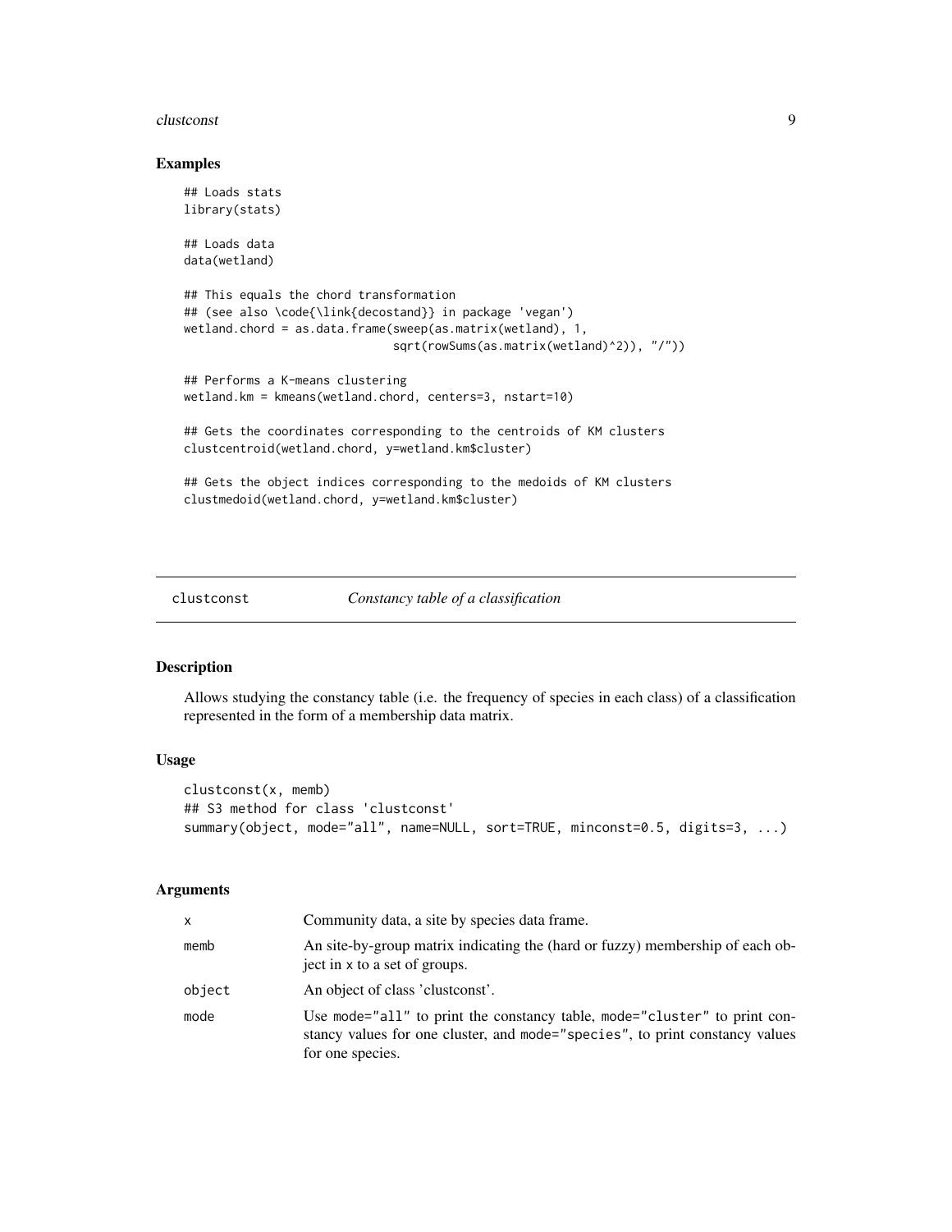## Examples

```
## Loads stats
library(stats)

## Loads data
data(wetland)

## This equals the chord transformation
## (see also \code{\link{decostand}} in package 'vegan')
wetland.chord = as.data.frame(sweep(as.matrix(wetland), 1,
                              sqrt(rowSums(as.matrix(wetland)^2)), "/"))

## Performs a K-means clustering
wetland.km = kmeans(wetland.chord, centers=3, nstart=10)

## Gets the coordinates corresponding to the centroids of KM clusters
clustcentroid(wetland.chord, y=wetland.km$cluster)

## Gets the object indices corresponding to the medoids of KM clusters
clustmedoid(wetland.chord, y=wetland.km$cluster)
```

---

# clustconst — *Constancy table of a classification*

## Description

Allows studying the constancy table (i.e. the frequency of species in each class) of a classification represented in the form of a membership data matrix.

## Usage

```
clustconst(x, memb)
## S3 method for class 'clustconst'
summary(object, mode="all", name=NULL, sort=TRUE, minconst=0.5, digits=3, ...)
```

## Arguments

| | |
|---|---|
| `x` | Community data, a site by species data frame. |
| `memb` | An site-by-group matrix indicating the (hard or fuzzy) membership of each object in `x` to a set of groups. |
| `object` | An object of class 'clustconst'. |
| `mode` | Use `mode="all"` to print the constancy table, `mode="cluster"` to print constancy values for one cluster, and `mode="species"`, to print constancy values for one species. |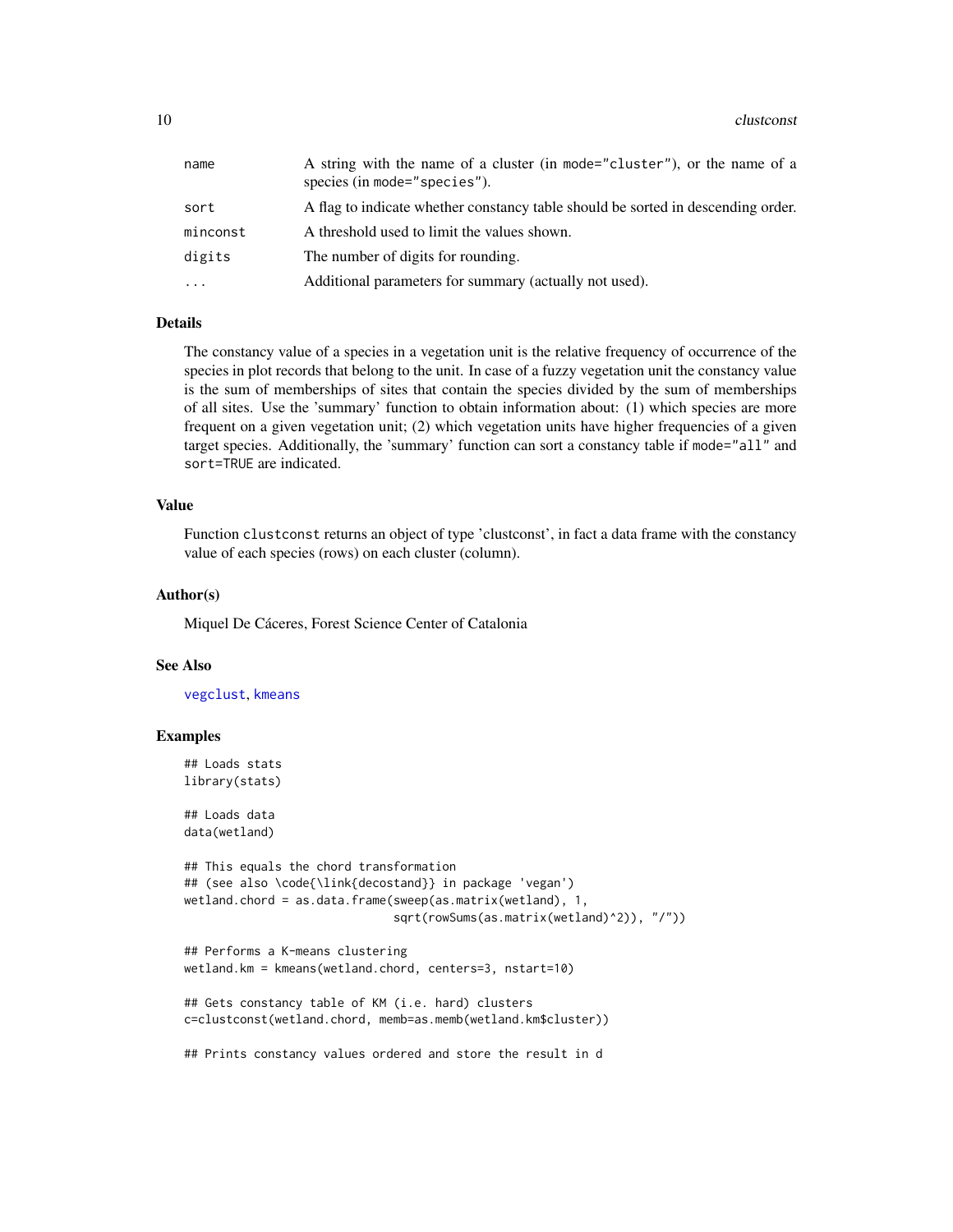| | |
|---|---|
| name | A string with the name of a cluster (in mode="cluster"), or the name of a species (in mode="species"). |
| sort | A flag to indicate whether constancy table should be sorted in descending order. |
| minconst | A threshold used to limit the values shown. |
| digits | The number of digits for rounding. |
| ... | Additional parameters for summary (actually not used). |

## Details

The constancy value of a species in a vegetation unit is the relative frequency of occurrence of the species in plot records that belong to the unit. In case of a fuzzy vegetation unit the constancy value is the sum of memberships of sites that contain the species divided by the sum of memberships of all sites. Use the 'summary' function to obtain information about: (1) which species are more frequent on a given vegetation unit; (2) which vegetation units have higher frequencies of a given target species. Additionally, the 'summary' function can sort a constancy table if mode="all" and sort=TRUE are indicated.

## Value

Function clustconst returns an object of type 'clustconst', in fact a data frame with the constancy value of each species (rows) on each cluster (column).

## Author(s)

Miquel De Cáceres, Forest Science Center of Catalonia

## See Also

vegclust, kmeans

## Examples

```
## Loads stats
library(stats)

## Loads data
data(wetland)

## This equals the chord transformation
## (see also \code{\link{decostand}} in package 'vegan')
wetland.chord = as.data.frame(sweep(as.matrix(wetland), 1,
                              sqrt(rowSums(as.matrix(wetland)^2)), "/"))

## Performs a K-means clustering
wetland.km = kmeans(wetland.chord, centers=3, nstart=10)

## Gets constancy table of KM (i.e. hard) clusters
c=clustconst(wetland.chord, memb=as.memb(wetland.km$cluster))

## Prints constancy values ordered and store the result in d
```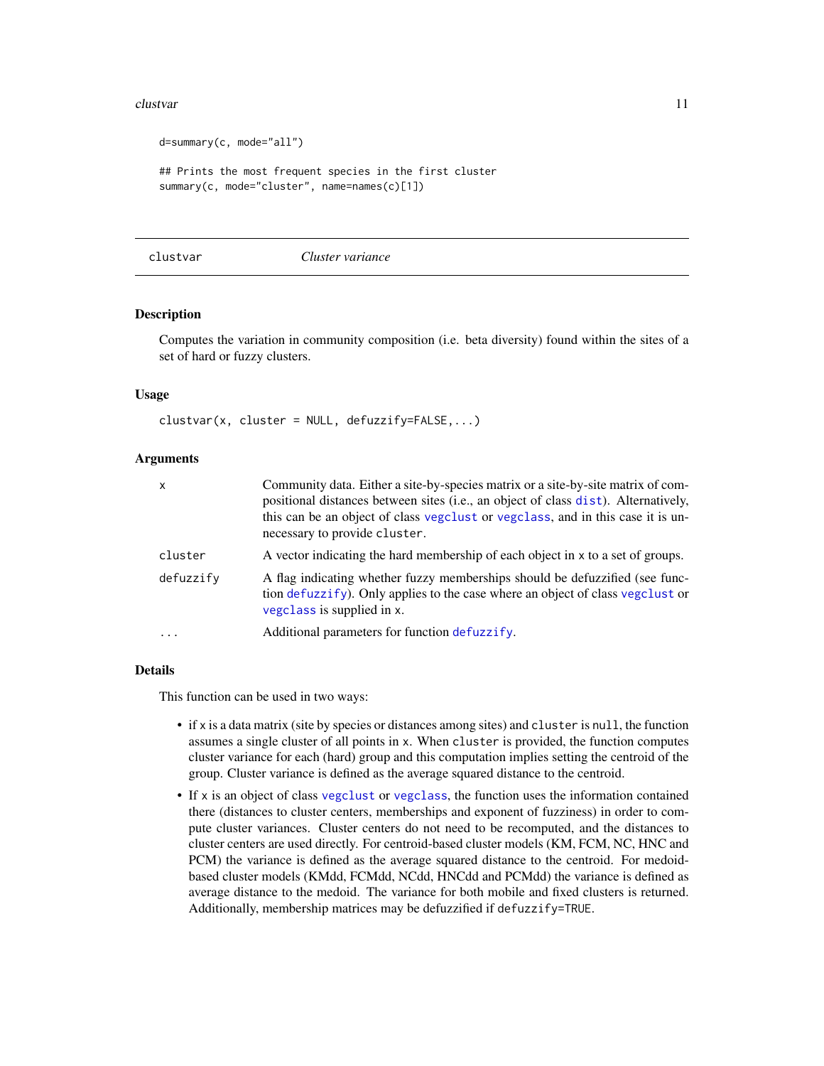```
d=summary(c, mode="all")

## Prints the most frequent species in the first cluster
summary(c, mode="cluster", name=names(c)[1])
```

## clustvar — *Cluster variance*

### Description

Computes the variation in community composition (i.e. beta diversity) found within the sites of a set of hard or fuzzy clusters.

### Usage

```
clustvar(x, cluster = NULL, defuzzify=FALSE,...)
```

### Arguments

| | |
|---|---|
| `x` | Community data. Either a site-by-species matrix or a site-by-site matrix of compositional distances between sites (i.e., an object of class `dist`). Alternatively, this can be an object of class `vegclust` or `vegclass`, and in this case it is unnecessary to provide `cluster`. |
| `cluster` | A vector indicating the hard membership of each object in `x` to a set of groups. |
| `defuzzify` | A flag indicating whether fuzzy memberships should be defuzzified (see function `defuzzify`). Only applies to the case where an object of class `vegclust` or `vegclass` is supplied in `x`. |
| `...` | Additional parameters for function `defuzzify`. |

### Details

This function can be used in two ways:

- if `x` is a data matrix (site by species or distances among sites) and `cluster` is `null`, the function assumes a single cluster of all points in `x`. When `cluster` is provided, the function computes cluster variance for each (hard) group and this computation implies setting the centroid of the group. Cluster variance is defined as the average squared distance to the centroid.
- If `x` is an object of class `vegclust` or `vegclass`, the function uses the information contained there (distances to cluster centers, memberships and exponent of fuzziness) in order to compute cluster variances. Cluster centers do not need to be recomputed, and the distances to cluster centers are used directly. For centroid-based cluster models (KM, FCM, NC, HNC and PCM) the variance is defined as the average squared distance to the centroid. For medoid-based cluster models (KMdd, FCMdd, NCdd, HNCdd and PCMdd) the variance is defined as average distance to the medoid. The variance for both mobile and fixed clusters is returned. Additionally, membership matrices may be defuzzified if `defuzzify=TRUE`.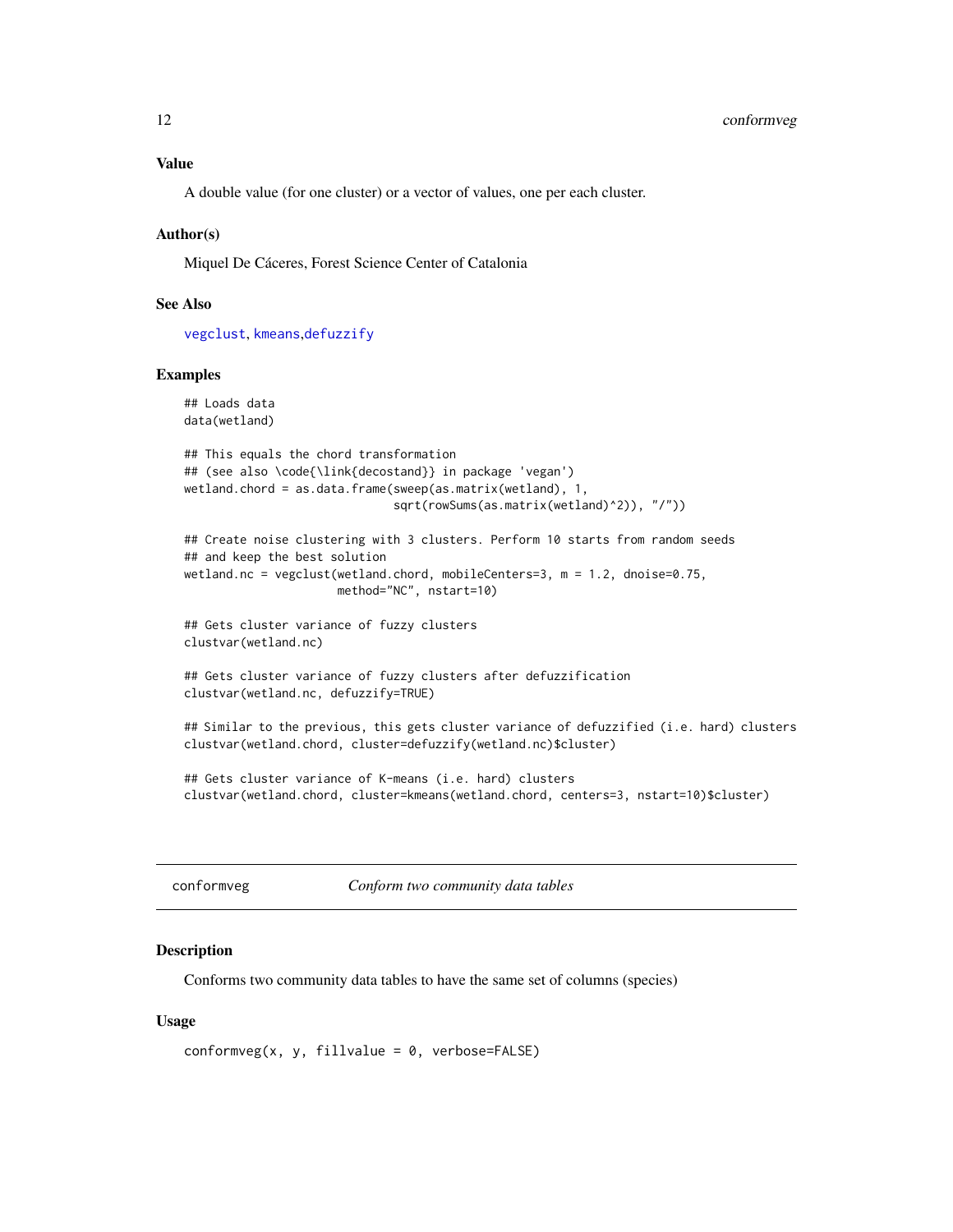### Value

A double value (for one cluster) or a vector of values, one per each cluster.

### Author(s)

Miquel De Cáceres, Forest Science Center of Catalonia

### See Also

vegclust, kmeans,defuzzify

### Examples

```
## Loads data
data(wetland)

## This equals the chord transformation
## (see also \code{\link{decostand}} in package 'vegan')
wetland.chord = as.data.frame(sweep(as.matrix(wetland), 1,
                              sqrt(rowSums(as.matrix(wetland)^2)), "/"))

## Create noise clustering with 3 clusters. Perform 10 starts from random seeds
## and keep the best solution
wetland.nc = vegclust(wetland.chord, mobileCenters=3, m = 1.2, dnoise=0.75,
                      method="NC", nstart=10)

## Gets cluster variance of fuzzy clusters
clustvar(wetland.nc)

## Gets cluster variance of fuzzy clusters after defuzzification
clustvar(wetland.nc, defuzzify=TRUE)

## Similar to the previous, this gets cluster variance of defuzzified (i.e. hard) clusters
clustvar(wetland.chord, cluster=defuzzify(wetland.nc)$cluster)

## Gets cluster variance of K-means (i.e. hard) clusters
clustvar(wetland.chord, cluster=kmeans(wetland.chord, centers=3, nstart=10)$cluster)
```

---

## conformveg — *Conform two community data tables*

### Description

Conforms two community data tables to have the same set of columns (species)

### Usage

```
conformveg(x, y, fillvalue = 0, verbose=FALSE)
```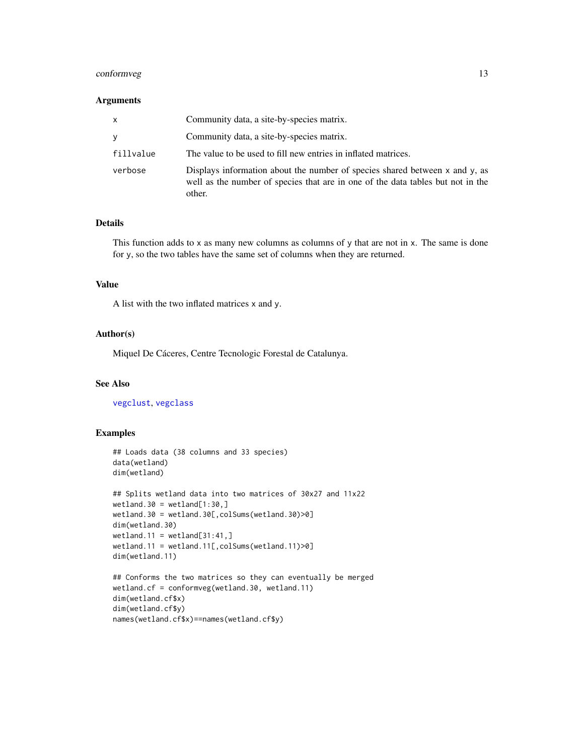### Arguments

| | |
|---|---|
| x | Community data, a site-by-species matrix. |
| y | Community data, a site-by-species matrix. |
| fillvalue | The value to be used to fill new entries in inflated matrices. |
| verbose | Displays information about the number of species shared between x and y, as well as the number of species that are in one of the data tables but not in the other. |

### Details

This function adds to x as many new columns as columns of y that are not in x. The same is done for y, so the two tables have the same set of columns when they are returned.

### Value

A list with the two inflated matrices x and y.

### Author(s)

Miquel De Cáceres, Centre Tecnologic Forestal de Catalunya.

### See Also

vegclust, vegclass

### Examples

```
## Loads data (38 columns and 33 species)
data(wetland)
dim(wetland)

## Splits wetland data into two matrices of 30x27 and 11x22
wetland.30 = wetland[1:30,]
wetland.30 = wetland.30[,colSums(wetland.30)>0]
dim(wetland.30)
wetland.11 = wetland[31:41,]
wetland.11 = wetland.11[,colSums(wetland.11)>0]
dim(wetland.11)

## Conforms the two matrices so they can eventually be merged
wetland.cf = conformveg(wetland.30, wetland.11)
dim(wetland.cf$x)
dim(wetland.cf$y)
names(wetland.cf$x)==names(wetland.cf$y)
```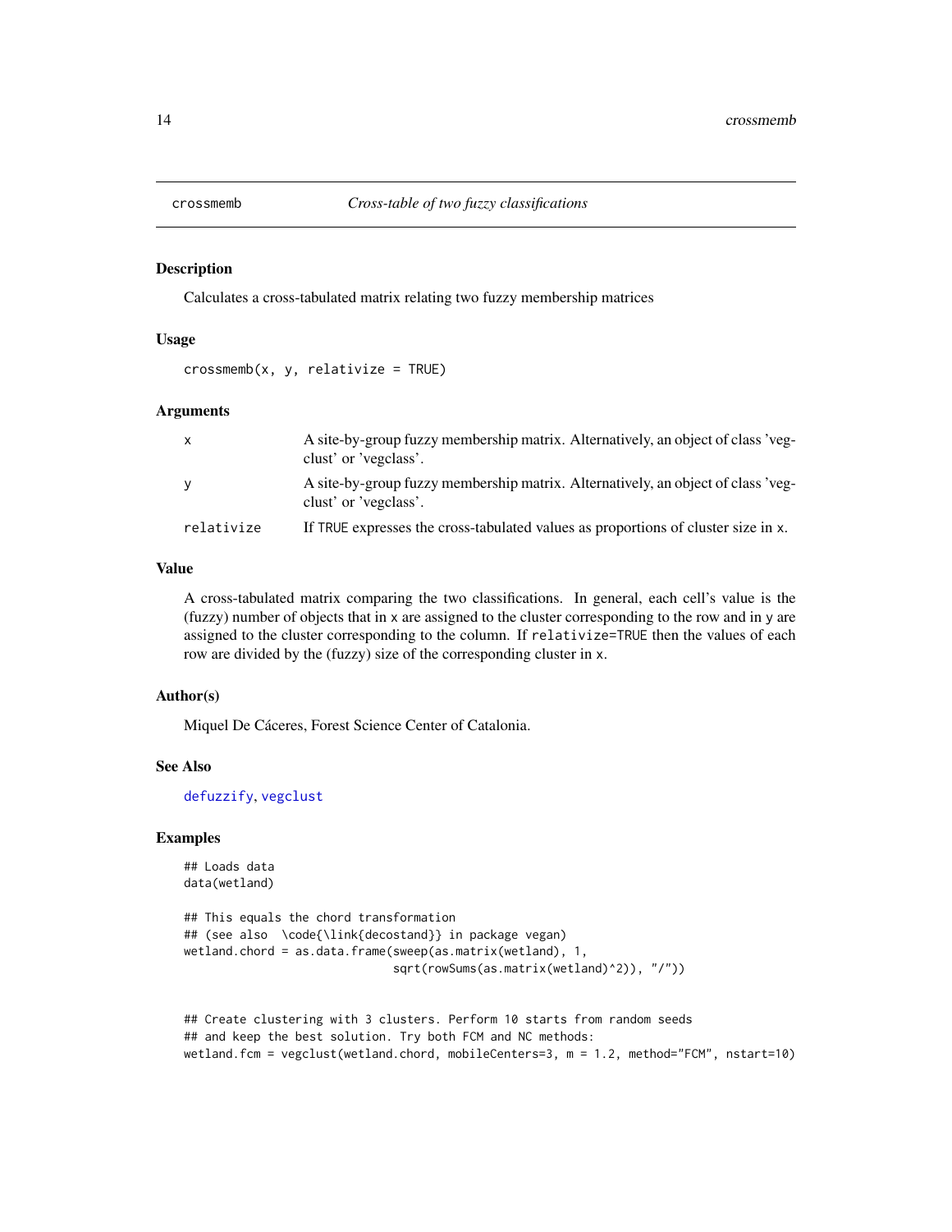crossmemb *Cross-table of two fuzzy classifications*

### Description

Calculates a cross-tabulated matrix relating two fuzzy membership matrices

### Usage

```
crossmemb(x, y, relativize = TRUE)
```

### Arguments

| | |
|---|---|
| x | A site-by-group fuzzy membership matrix. Alternatively, an object of class 'vegclust' or 'vegclass'. |
| y | A site-by-group fuzzy membership matrix. Alternatively, an object of class 'vegclust' or 'vegclass'. |
| relativize | If TRUE expresses the cross-tabulated values as proportions of cluster size in x. |

### Value

A cross-tabulated matrix comparing the two classifications. In general, each cell's value is the (fuzzy) number of objects that in x are assigned to the cluster corresponding to the row and in y are assigned to the cluster corresponding to the column. If relativize=TRUE then the values of each row are divided by the (fuzzy) size of the corresponding cluster in x.

### Author(s)

Miquel De Cáceres, Forest Science Center of Catalonia.

### See Also

defuzzify, vegclust

### Examples

```
## Loads data
data(wetland)

## This equals the chord transformation
## (see also  \code{\link{decostand}} in package vegan)
wetland.chord = as.data.frame(sweep(as.matrix(wetland), 1,
                              sqrt(rowSums(as.matrix(wetland)^2)), "/"))


## Create clustering with 3 clusters. Perform 10 starts from random seeds
## and keep the best solution. Try both FCM and NC methods:
wetland.fcm = vegclust(wetland.chord, mobileCenters=3, m = 1.2, method="FCM", nstart=10)
```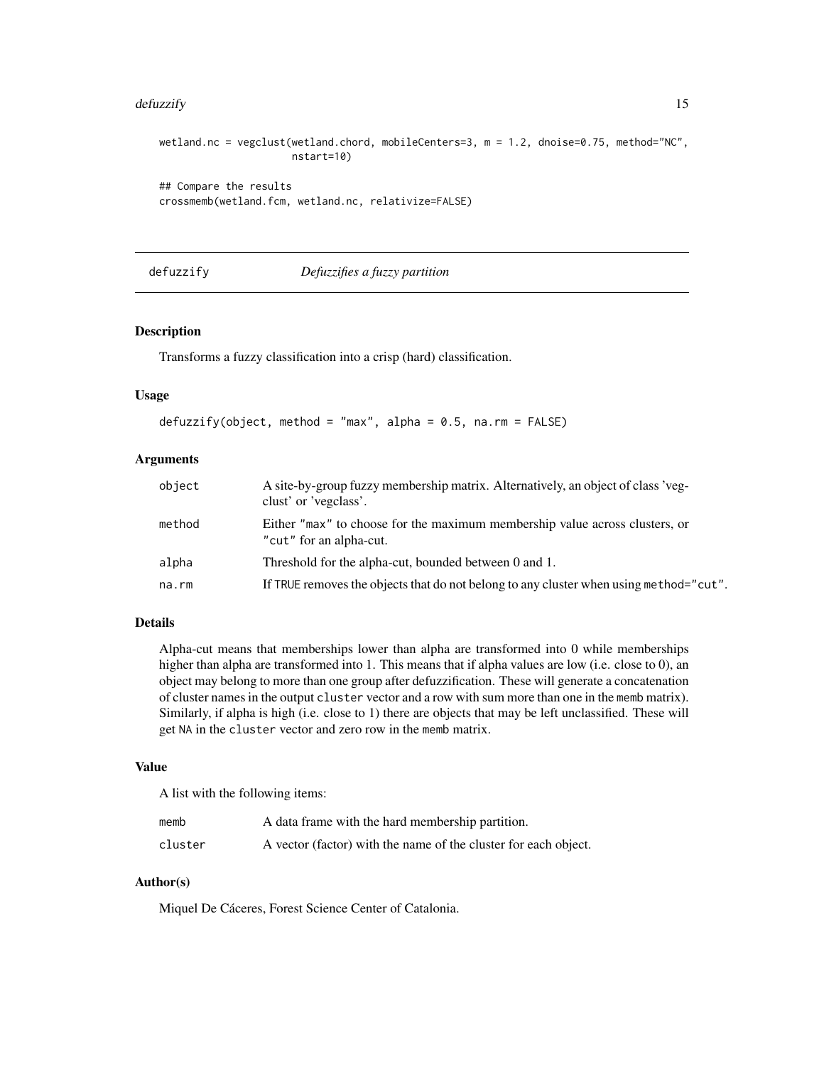```
wetland.nc = vegclust(wetland.chord, mobileCenters=3, m = 1.2, dnoise=0.75, method="NC",
                      nstart=10)

## Compare the results
crossmemb(wetland.fcm, wetland.nc, relativize=FALSE)
```

## defuzzify *Defuzzifies a fuzzy partition*

### Description

Transforms a fuzzy classification into a crisp (hard) classification.

### Usage

```
defuzzify(object, method = "max", alpha = 0.5, na.rm = FALSE)
```

### Arguments

| | |
|---|---|
| object | A site-by-group fuzzy membership matrix. Alternatively, an object of class 'vegclust' or 'vegclass'. |
| method | Either "max" to choose for the maximum membership value across clusters, or "cut" for an alpha-cut. |
| alpha | Threshold for the alpha-cut, bounded between 0 and 1. |
| na.rm | If TRUE removes the objects that do not belong to any cluster when using method="cut". |

### Details

Alpha-cut means that memberships lower than alpha are transformed into 0 while memberships higher than alpha are transformed into 1. This means that if alpha values are low (i.e. close to 0), an object may belong to more than one group after defuzzification. These will generate a concatenation of cluster names in the output `cluster` vector and a row with sum more than one in the `memb` matrix). Similarly, if alpha is high (i.e. close to 1) there are objects that may be left unclassified. These will get `NA` in the `cluster` vector and zero row in the `memb` matrix.

### Value

A list with the following items:

| | |
|---|---|
| memb | A data frame with the hard membership partition. |
| cluster | A vector (factor) with the name of the cluster for each object. |

### Author(s)

Miquel De Cáceres, Forest Science Center of Catalonia.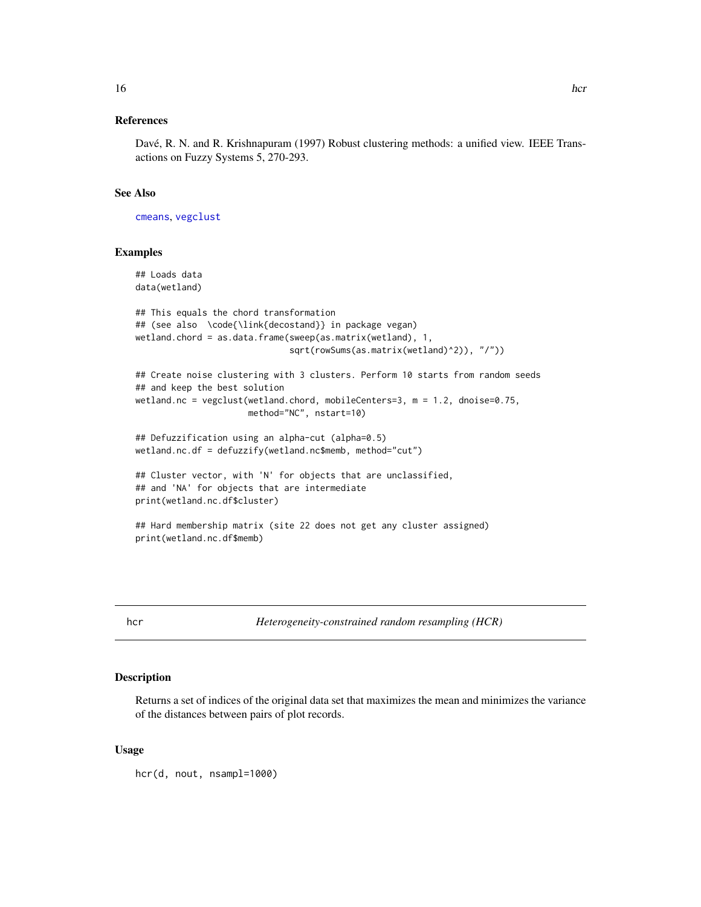### References

Davé, R. N. and R. Krishnapuram (1997) Robust clustering methods: a unified view. IEEE Transactions on Fuzzy Systems 5, 270-293.

### See Also

cmeans, vegclust

### Examples

```
## Loads data
data(wetland)

## This equals the chord transformation
## (see also  \code{\link{decostand}} in package vegan)
wetland.chord = as.data.frame(sweep(as.matrix(wetland), 1,
                              sqrt(rowSums(as.matrix(wetland)^2)), "/"))

## Create noise clustering with 3 clusters. Perform 10 starts from random seeds
## and keep the best solution
wetland.nc = vegclust(wetland.chord, mobileCenters=3, m = 1.2, dnoise=0.75,
                      method="NC", nstart=10)

## Defuzzification using an alpha-cut (alpha=0.5)
wetland.nc.df = defuzzify(wetland.nc$memb, method="cut")

## Cluster vector, with 'N' for objects that are unclassified,
## and 'NA' for objects that are intermediate
print(wetland.nc.df$cluster)

## Hard membership matrix (site 22 does not get any cluster assigned)
print(wetland.nc.df$memb)
```

---

## hcr — *Heterogeneity-constrained random resampling (HCR)*

### Description

Returns a set of indices of the original data set that maximizes the mean and minimizes the variance of the distances between pairs of plot records.

### Usage

```
hcr(d, nout, nsampl=1000)
```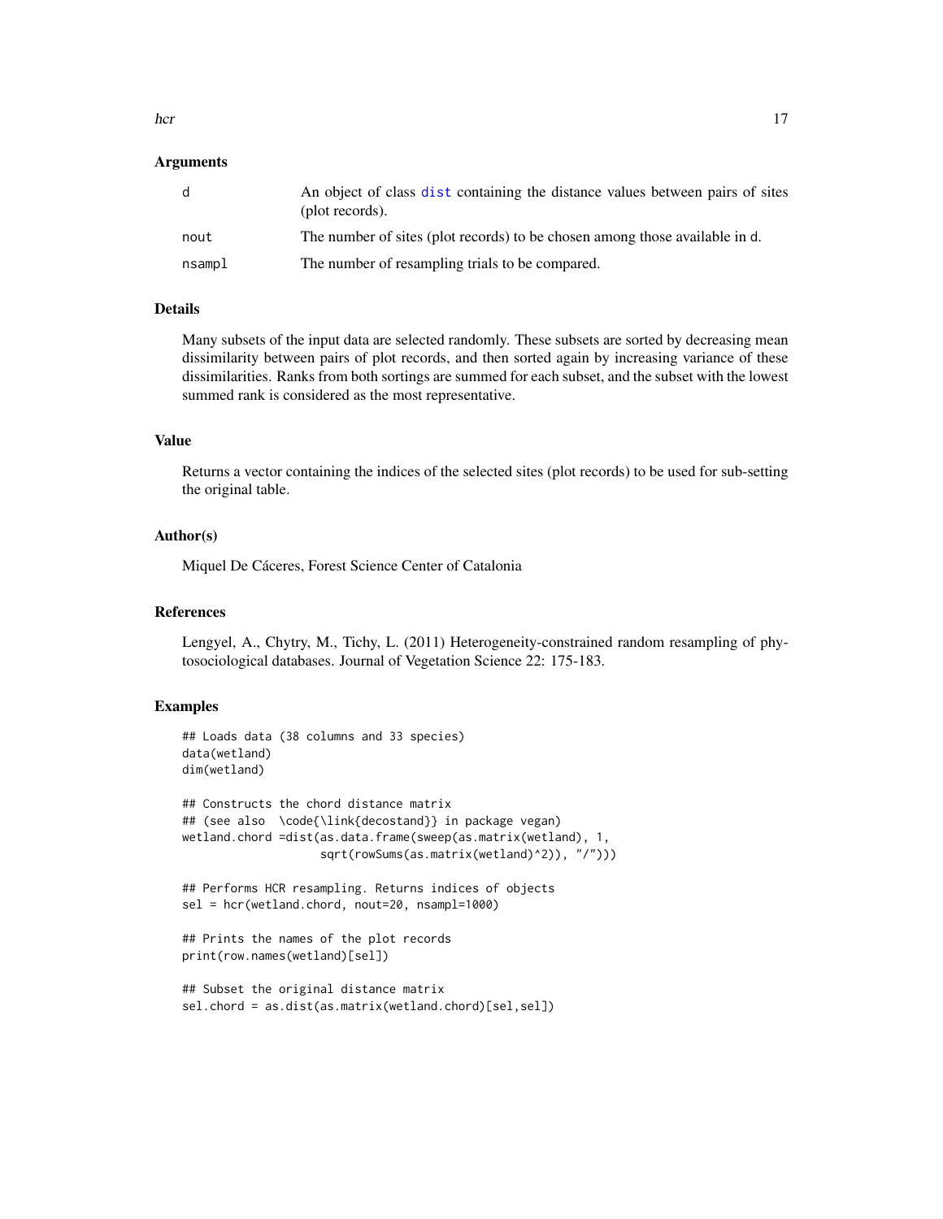## Arguments

| | |
|---|---|
| d | An object of class dist containing the distance values between pairs of sites (plot records). |
| nout | The number of sites (plot records) to be chosen among those available in d. |
| nsampl | The number of resampling trials to be compared. |

## Details

Many subsets of the input data are selected randomly. These subsets are sorted by decreasing mean dissimilarity between pairs of plot records, and then sorted again by increasing variance of these dissimilarities. Ranks from both sortings are summed for each subset, and the subset with the lowest summed rank is considered as the most representative.

## Value

Returns a vector containing the indices of the selected sites (plot records) to be used for sub-setting the original table.

## Author(s)

Miquel De Cáceres, Forest Science Center of Catalonia

## References

Lengyel, A., Chytry, M., Tichy, L. (2011) Heterogeneity-constrained random resampling of phytosociological databases. Journal of Vegetation Science 22: 175-183.

## Examples

```
## Loads data (38 columns and 33 species)
data(wetland)
dim(wetland)

## Constructs the chord distance matrix
## (see also  \code{\link{decostand}} in package vegan)
wetland.chord =dist(as.data.frame(sweep(as.matrix(wetland), 1,
                   sqrt(rowSums(as.matrix(wetland)^2)), "/")))

## Performs HCR resampling. Returns indices of objects
sel = hcr(wetland.chord, nout=20, nsampl=1000)

## Prints the names of the plot records
print(row.names(wetland)[sel])

## Subset the original distance matrix
sel.chord = as.dist(as.matrix(wetland.chord)[sel,sel])
```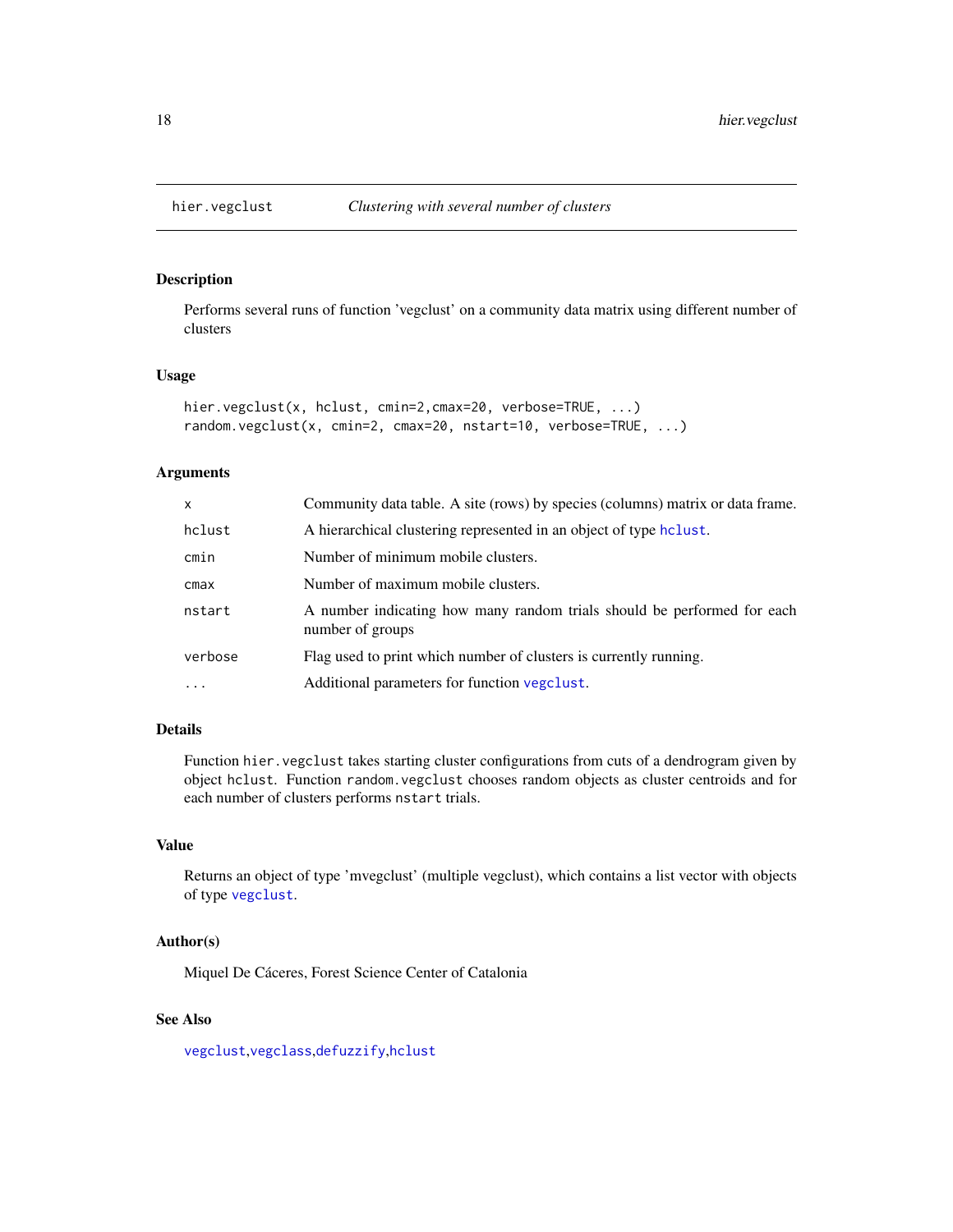# hier.vegclust — *Clustering with several number of clusters*

## Description

Performs several runs of function 'vegclust' on a community data matrix using different number of clusters

## Usage

```
hier.vegclust(x, hclust, cmin=2,cmax=20, verbose=TRUE, ...)
random.vegclust(x, cmin=2, cmax=20, nstart=10, verbose=TRUE, ...)
```

## Arguments

| | |
|---|---|
| `x` | Community data table. A site (rows) by species (columns) matrix or data frame. |
| `hclust` | A hierarchical clustering represented in an object of type `hclust`. |
| `cmin` | Number of minimum mobile clusters. |
| `cmax` | Number of maximum mobile clusters. |
| `nstart` | A number indicating how many random trials should be performed for each number of groups |
| `verbose` | Flag used to print which number of clusters is currently running. |
| `...` | Additional parameters for function `vegclust`. |

## Details

Function `hier.vegclust` takes starting cluster configurations from cuts of a dendrogram given by object `hclust`. Function `random.vegclust` chooses random objects as cluster centroids and for each number of clusters performs `nstart` trials.

## Value

Returns an object of type 'mvegclust' (multiple vegclust), which contains a list vector with objects of type `vegclust`.

## Author(s)

Miquel De Cáceres, Forest Science Center of Catalonia

## See Also

`vegclust`,`vegclass`,`defuzzify`,`hclust`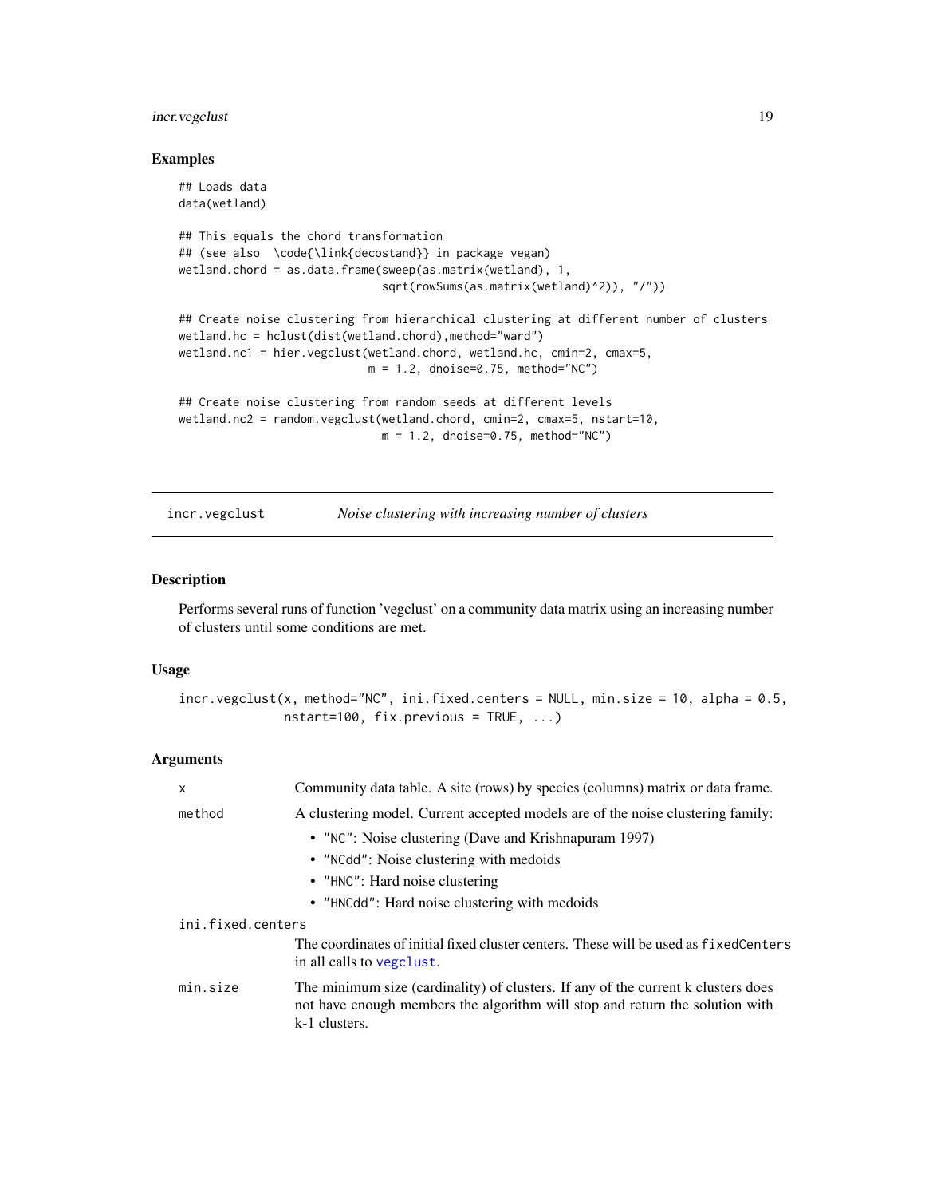### Examples

```
## Loads data
data(wetland)

## This equals the chord transformation
## (see also  \code{\link{decostand}} in package vegan)
wetland.chord = as.data.frame(sweep(as.matrix(wetland), 1,
                              sqrt(rowSums(as.matrix(wetland)^2)), "/"))

## Create noise clustering from hierarchical clustering at different number of clusters
wetland.hc = hclust(dist(wetland.chord),method="ward")
wetland.nc1 = hier.vegclust(wetland.chord, wetland.hc, cmin=2, cmax=5,
                            m = 1.2, dnoise=0.75, method="NC")

## Create noise clustering from random seeds at different levels
wetland.nc2 = random.vegclust(wetland.chord, cmin=2, cmax=5, nstart=10,
                              m = 1.2, dnoise=0.75, method="NC")
```

---

## incr.vegclust    *Noise clustering with increasing number of clusters*

---

### Description

Performs several runs of function 'vegclust' on a community data matrix using an increasing number of clusters until some conditions are met.

### Usage

```
incr.vegclust(x, method="NC", ini.fixed.centers = NULL, min.size = 10, alpha = 0.5,
              nstart=100, fix.previous = TRUE, ...)
```

### Arguments

`x` Community data table. A site (rows) by species (columns) matrix or data frame.

`method` A clustering model. Current accepted models are of the noise clustering family:

- "NC": Noise clustering (Dave and Krishnapuram 1997)
- "NCdd": Noise clustering with medoids
- "HNC": Hard noise clustering
- "HNCdd": Hard noise clustering with medoids

`ini.fixed.centers` The coordinates of initial fixed cluster centers. These will be used as `fixedCenters` in all calls to `vegclust`.

`min.size` The minimum size (cardinality) of clusters. If any of the current k clusters does not have enough members the algorithm will stop and return the solution with k-1 clusters.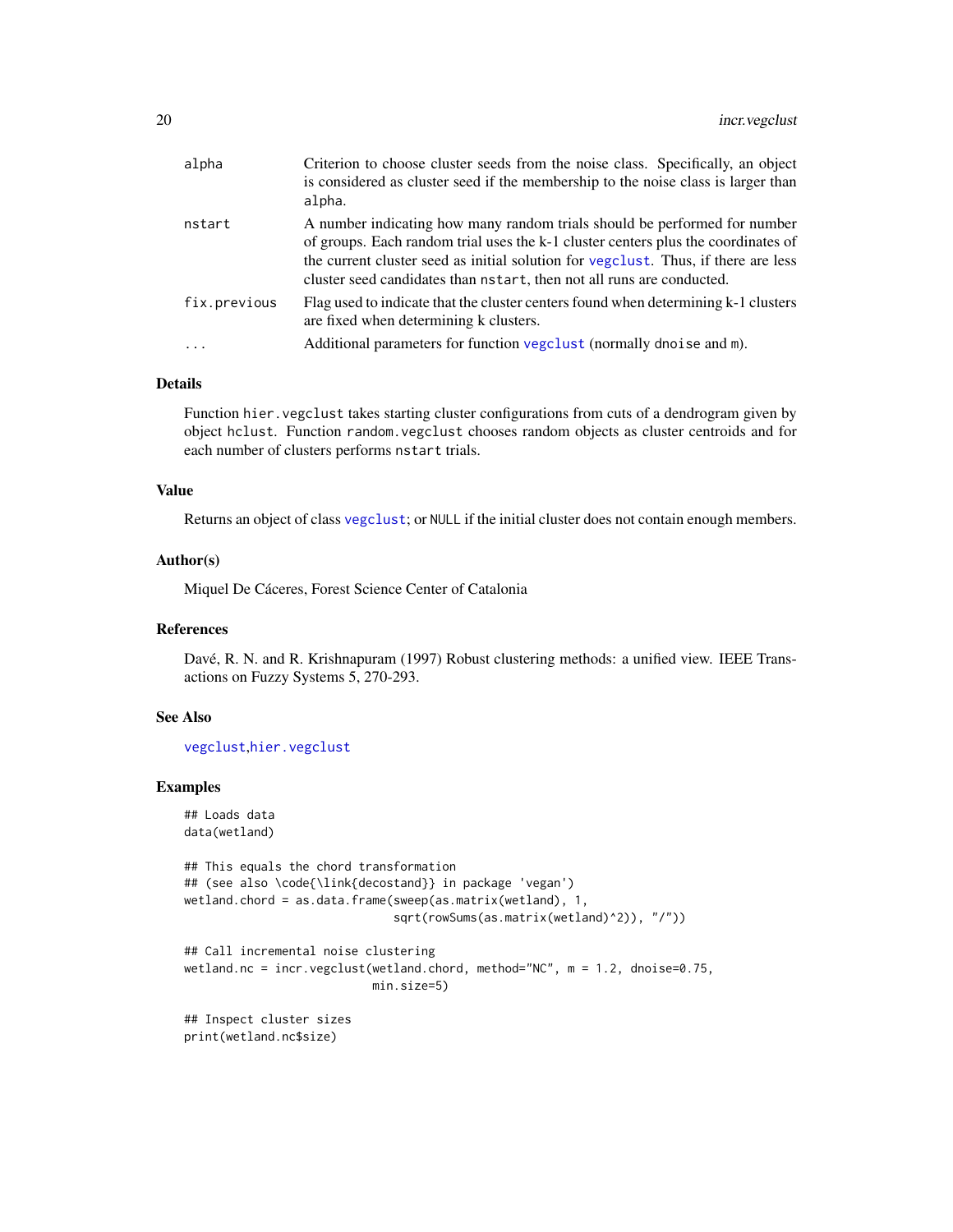| | |
|---|---|
| alpha | Criterion to choose cluster seeds from the noise class. Specifically, an object is considered as cluster seed if the membership to the noise class is larger than alpha. |
| nstart | A number indicating how many random trials should be performed for number of groups. Each random trial uses the k-1 cluster centers plus the coordinates of the current cluster seed as initial solution for vegclust. Thus, if there are less cluster seed candidates than nstart, then not all runs are conducted. |
| fix.previous | Flag used to indicate that the cluster centers found when determining k-1 clusters are fixed when determining k clusters. |
| ... | Additional parameters for function vegclust (normally dnoise and m). |

## Details

Function hier.vegclust takes starting cluster configurations from cuts of a dendrogram given by object hclust. Function random.vegclust chooses random objects as cluster centroids and for each number of clusters performs nstart trials.

## Value

Returns an object of class vegclust; or NULL if the initial cluster does not contain enough members.

## Author(s)

Miquel De Cáceres, Forest Science Center of Catalonia

## References

Davé, R. N. and R. Krishnapuram (1997) Robust clustering methods: a unified view. IEEE Transactions on Fuzzy Systems 5, 270-293.

## See Also

vegclust,hier.vegclust

## Examples

```
## Loads data
data(wetland)

## This equals the chord transformation
## (see also \code{\link{decostand}} in package 'vegan')
wetland.chord = as.data.frame(sweep(as.matrix(wetland), 1,
                              sqrt(rowSums(as.matrix(wetland)^2)), "/"))

## Call incremental noise clustering
wetland.nc = incr.vegclust(wetland.chord, method="NC", m = 1.2, dnoise=0.75,
                           min.size=5)

## Inspect cluster sizes
print(wetland.nc$size)
```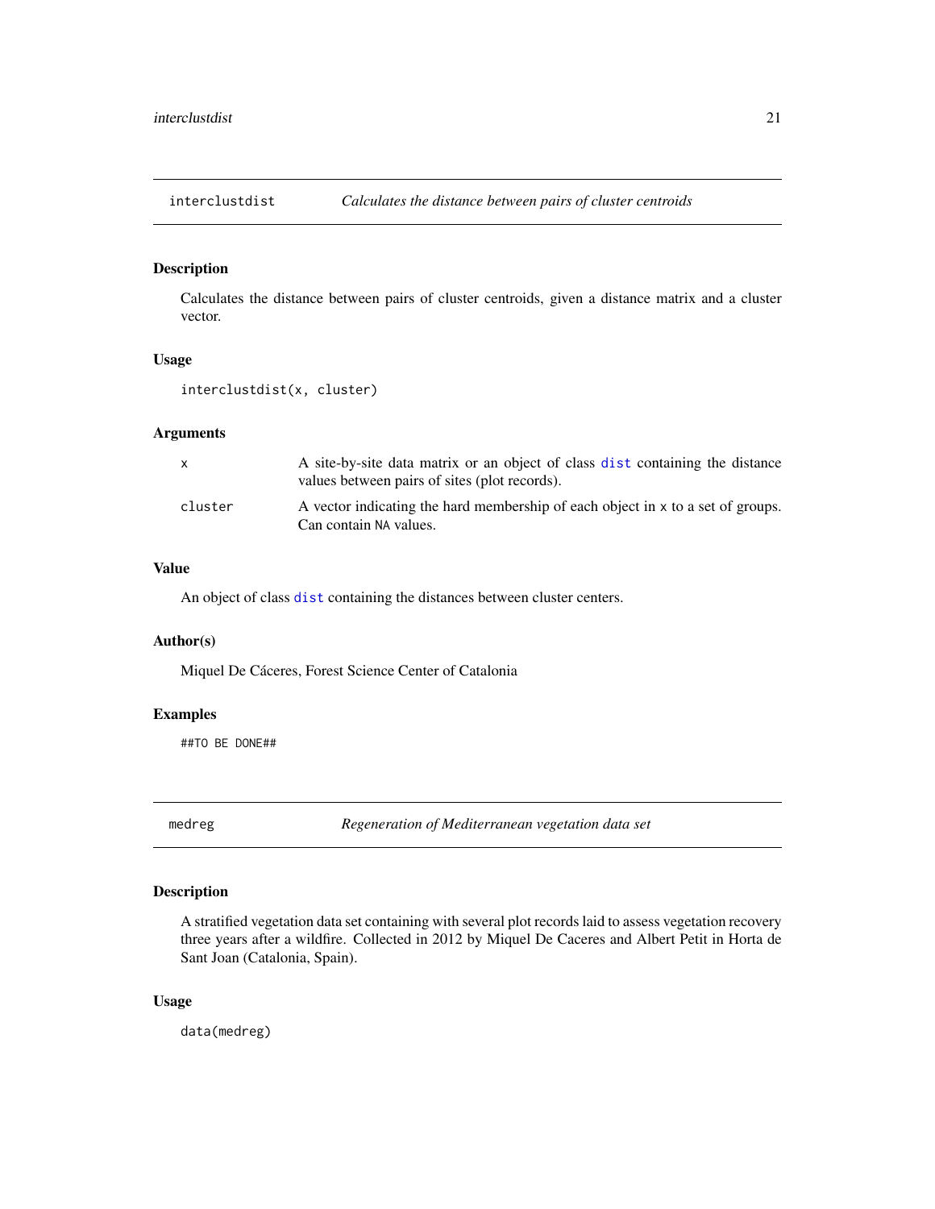## interclustdist — *Calculates the distance between pairs of cluster centroids*

### Description

Calculates the distance between pairs of cluster centroids, given a distance matrix and a cluster vector.

### Usage

```
interclustdist(x, cluster)
```

### Arguments

| | |
|---|---|
| `x` | A site-by-site data matrix or an object of class `dist` containing the distance values between pairs of sites (plot records). |
| `cluster` | A vector indicating the hard membership of each object in `x` to a set of groups. Can contain `NA` values. |

### Value

An object of class `dist` containing the distances between cluster centers.

### Author(s)

Miquel De Cáceres, Forest Science Center of Catalonia

### Examples

```
##TO BE DONE##
```

## medreg — *Regeneration of Mediterranean vegetation data set*

### Description

A stratified vegetation data set containing with several plot records laid to assess vegetation recovery three years after a wildfire. Collected in 2012 by Miquel De Caceres and Albert Petit in Horta de Sant Joan (Catalonia, Spain).

### Usage

```
data(medreg)
```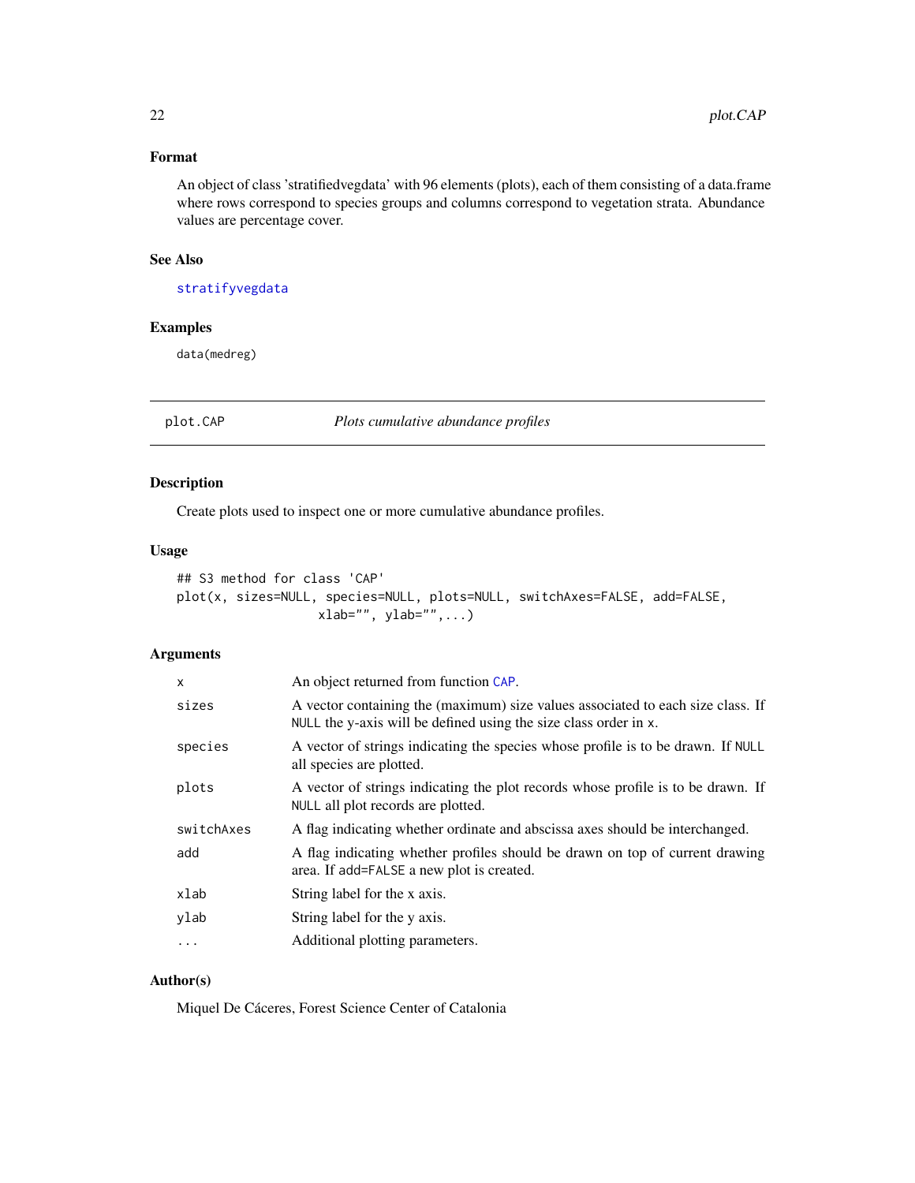### Format

An object of class 'stratifiedvegdata' with 96 elements (plots), each of them consisting of a data.frame where rows correspond to species groups and columns correspond to vegetation strata. Abundance values are percentage cover.

### See Also

`stratifyvegdata`

### Examples

```
data(medreg)
```

---

## plot.CAP — *Plots cumulative abundance profiles*

---

### Description

Create plots used to inspect one or more cumulative abundance profiles.

### Usage

```
## S3 method for class 'CAP'
plot(x, sizes=NULL, species=NULL, plots=NULL, switchAxes=FALSE, add=FALSE,
                  xlab="", ylab="",...)
```

### Arguments

| | |
|---|---|
| `x` | An object returned from function `CAP`. |
| `sizes` | A vector containing the (maximum) size values associated to each size class. If `NULL` the y-axis will be defined using the size class order in `x`. |
| `species` | A vector of strings indicating the species whose profile is to be drawn. If `NULL` all species are plotted. |
| `plots` | A vector of strings indicating the plot records whose profile is to be drawn. If `NULL` all plot records are plotted. |
| `switchAxes` | A flag indicating whether ordinate and abscissa axes should be interchanged. |
| `add` | A flag indicating whether profiles should be drawn on top of current drawing area. If `add=FALSE` a new plot is created. |
| `xlab` | String label for the x axis. |
| `ylab` | String label for the y axis. |
| `...` | Additional plotting parameters. |

### Author(s)

Miquel De Cáceres, Forest Science Center of Catalonia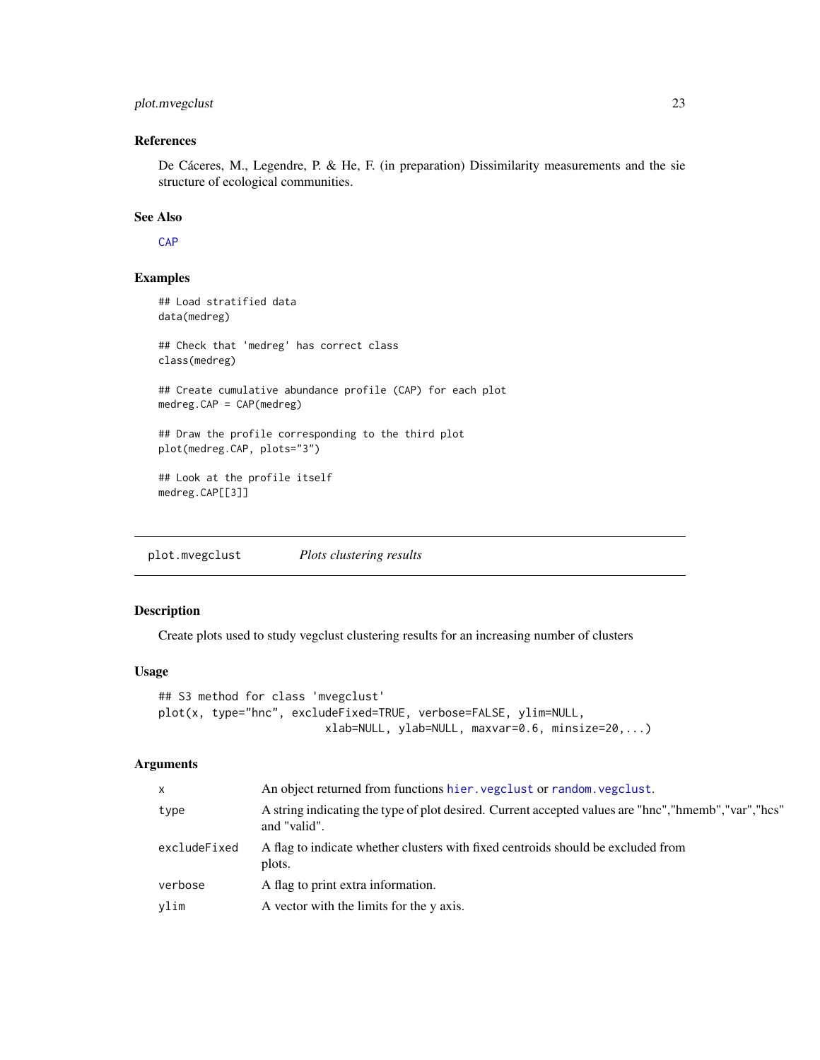### References

De Cáceres, M., Legendre, P. & He, F. (in preparation) Dissimilarity measurements and the sie structure of ecological communities.

### See Also

CAP

### Examples

```
## Load stratified data
data(medreg)

## Check that 'medreg' has correct class
class(medreg)

## Create cumulative abundance profile (CAP) for each plot
medreg.CAP = CAP(medreg)

## Draw the profile corresponding to the third plot
plot(medreg.CAP, plots="3")

## Look at the profile itself
medreg.CAP[[3]]
```

---

## plot.mvegclust — *Plots clustering results*

### Description

Create plots used to study vegclust clustering results for an increasing number of clusters

### Usage

```
## S3 method for class 'mvegclust'
plot(x, type="hnc", excludeFixed=TRUE, verbose=FALSE, ylim=NULL,
                        xlab=NULL, ylab=NULL, maxvar=0.6, minsize=20,...)
```

### Arguments

| | |
|---|---|
| x | An object returned from functions hier.vegclust or random.vegclust. |
| type | A string indicating the type of plot desired. Current accepted values are "hnc","hmemb","var","hcs" and "valid". |
| excludeFixed | A flag to indicate whether clusters with fixed centroids should be excluded from plots. |
| verbose | A flag to print extra information. |
| ylim | A vector with the limits for the y axis. |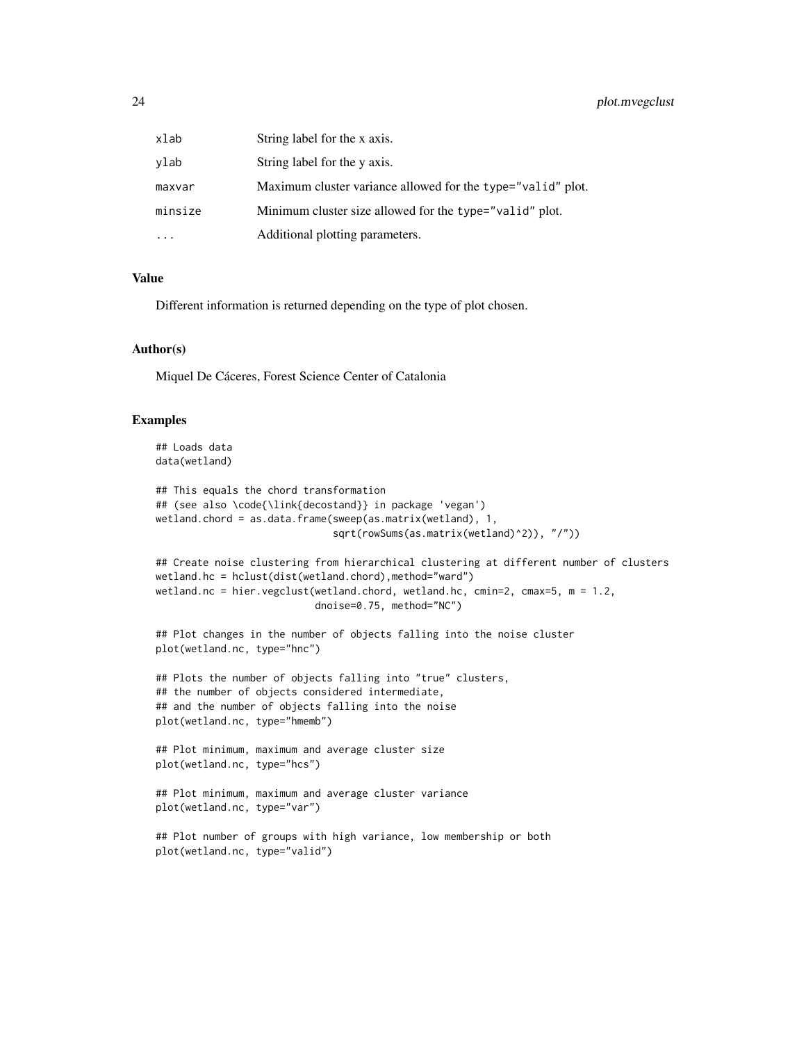| | |
|---|---|
| xlab | String label for the x axis. |
| ylab | String label for the y axis. |
| maxvar | Maximum cluster variance allowed for the type="valid" plot. |
| minsize | Minimum cluster size allowed for the type="valid" plot. |
| ... | Additional plotting parameters. |

## Value

Different information is returned depending on the type of plot chosen.

## Author(s)

Miquel De Cáceres, Forest Science Center of Catalonia

## Examples

```
## Loads data
data(wetland)

## This equals the chord transformation
## (see also \code{\link{decostand}} in package 'vegan')
wetland.chord = as.data.frame(sweep(as.matrix(wetland), 1,
                              sqrt(rowSums(as.matrix(wetland)^2)), "/"))

## Create noise clustering from hierarchical clustering at different number of clusters
wetland.hc = hclust(dist(wetland.chord),method="ward")
wetland.nc = hier.vegclust(wetland.chord, wetland.hc, cmin=2, cmax=5, m = 1.2,
                           dnoise=0.75, method="NC")

## Plot changes in the number of objects falling into the noise cluster
plot(wetland.nc, type="hnc")

## Plots the number of objects falling into "true" clusters,
## the number of objects considered intermediate,
## and the number of objects falling into the noise
plot(wetland.nc, type="hmemb")

## Plot minimum, maximum and average cluster size
plot(wetland.nc, type="hcs")

## Plot minimum, maximum and average cluster variance
plot(wetland.nc, type="var")

## Plot number of groups with high variance, low membership or both
plot(wetland.nc, type="valid")
```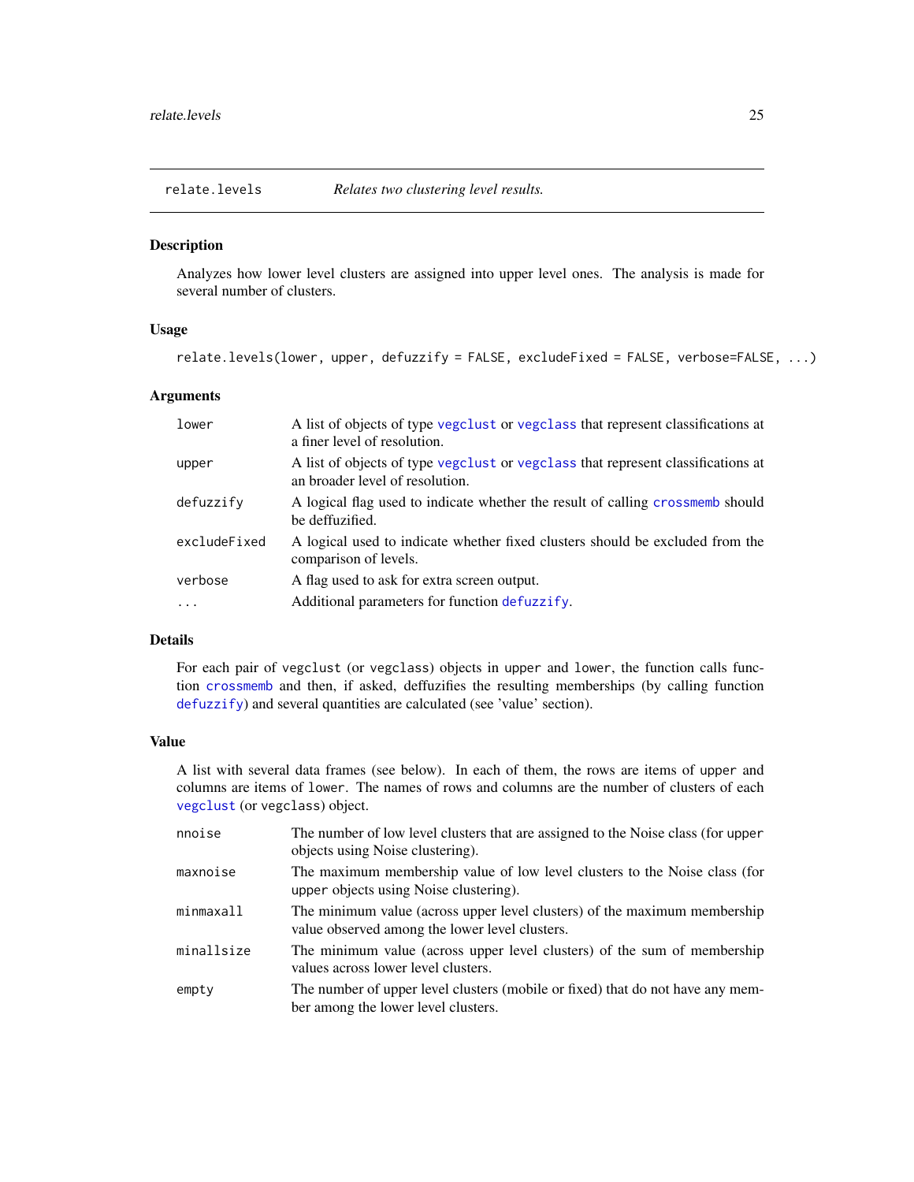relate.levels *Relates two clustering level results.*

## Description

Analyzes how lower level clusters are assigned into upper level ones. The analysis is made for several number of clusters.

## Usage

```
relate.levels(lower, upper, defuzzify = FALSE, excludeFixed = FALSE, verbose=FALSE, ...)
```

## Arguments

| | |
|---|---|
| `lower` | A list of objects of type `vegclust` or `vegclass` that represent classifications at a finer level of resolution. |
| `upper` | A list of objects of type `vegclust` or `vegclass` that represent classifications at an broader level of resolution. |
| `defuzzify` | A logical flag used to indicate whether the result of calling `crossmemb` should be deffuzified. |
| `excludeFixed` | A logical used to indicate whether fixed clusters should be excluded from the comparison of levels. |
| `verbose` | A flag used to ask for extra screen output. |
| `...` | Additional parameters for function `defuzzify`. |

## Details

For each pair of `vegclust` (or `vegclass`) objects in `upper` and `lower`, the function calls function `crossmemb` and then, if asked, deffuzifies the resulting memberships (by calling function `defuzzify`) and several quantities are calculated (see 'value' section).

## Value

A list with several data frames (see below). In each of them, the rows are items of `upper` and columns are items of `lower`. The names of rows and columns are the number of clusters of each `vegclust` (or `vegclass`) object.

| | |
|---|---|
| `nnoise` | The number of low level clusters that are assigned to the Noise class (for `upper` objects using Noise clustering). |
| `maxnoise` | The maximum membership value of low level clusters to the Noise class (for `upper` objects using Noise clustering). |
| `minmaxall` | The minimum value (across upper level clusters) of the maximum membership value observed among the lower level clusters. |
| `minallsize` | The minimum value (across upper level clusters) of the sum of membership values across lower level clusters. |
| `empty` | The number of upper level clusters (mobile or fixed) that do not have any member among the lower level clusters. |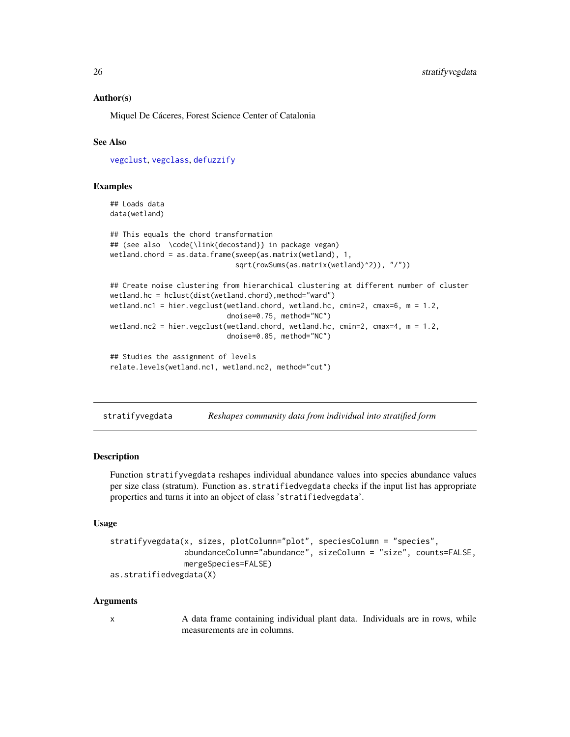### Author(s)

Miquel De Cáceres, Forest Science Center of Catalonia

### See Also

vegclust, vegclass, defuzzify

### Examples

```
## Loads data
data(wetland)

## This equals the chord transformation
## (see also  \code{\link{decostand}} in package vegan)
wetland.chord = as.data.frame(sweep(as.matrix(wetland), 1,
                              sqrt(rowSums(as.matrix(wetland)^2)), "/"))

## Create noise clustering from hierarchical clustering at different number of cluster
wetland.hc = hclust(dist(wetland.chord),method="ward")
wetland.nc1 = hier.vegclust(wetland.chord, wetland.hc, cmin=2, cmax=6, m = 1.2,
                           dnoise=0.75, method="NC")
wetland.nc2 = hier.vegclust(wetland.chord, wetland.hc, cmin=2, cmax=4, m = 1.2,
                           dnoise=0.85, method="NC")

## Studies the assignment of levels
relate.levels(wetland.nc1, wetland.nc2, method="cut")
```

---

## stratifyvegdata *Reshapes community data from individual into stratified form*

### Description

Function `stratifyvegdata` reshapes individual abundance values into species abundance values per size class (stratum). Function `as.stratifiedvegdata` checks if the input list has appropriate properties and turns it into an object of class '`stratifiedvegdata`'.

### Usage

```
stratifyvegdata(x, sizes, plotColumn="plot", speciesColumn = "species",
                abundanceColumn="abundance", sizeColumn = "size", counts=FALSE,
                mergeSpecies=FALSE)
as.stratifiedvegdata(X)
```

### Arguments

x  A data frame containing individual plant data. Individuals are in rows, while measurements are in columns.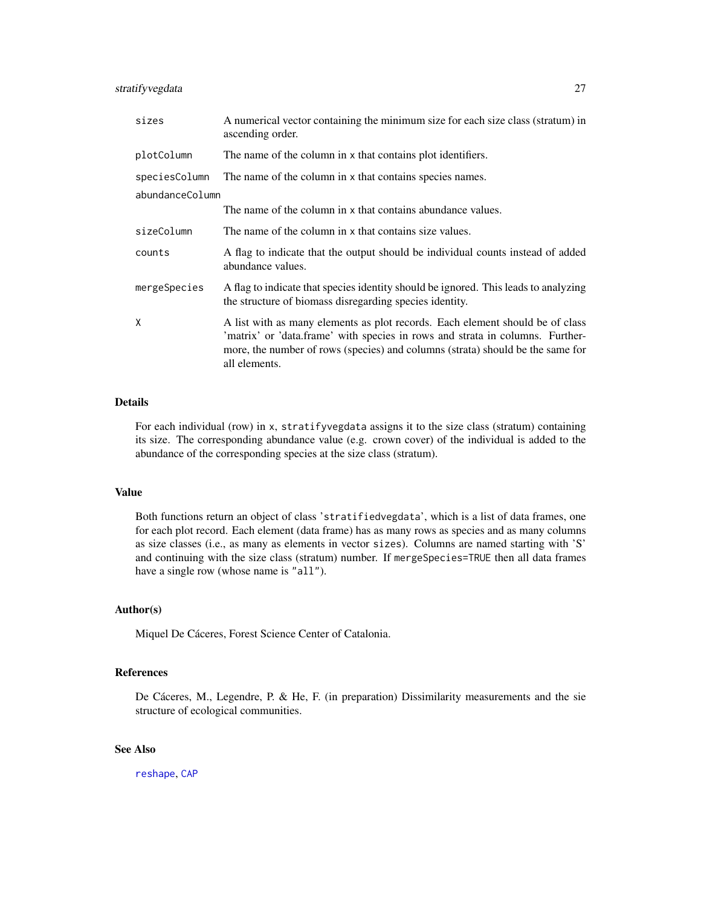| | |
|---|---|
| `sizes` | A numerical vector containing the minimum size for each size class (stratum) in ascending order. |
| `plotColumn` | The name of the column in x that contains plot identifiers. |
| `speciesColumn` | The name of the column in x that contains species names. |
| `abundanceColumn` | The name of the column in x that contains abundance values. |
| `sizeColumn` | The name of the column in x that contains size values. |
| `counts` | A flag to indicate that the output should be individual counts instead of added abundance values. |
| `mergeSpecies` | A flag to indicate that species identity should be ignored. This leads to analyzing the structure of biomass disregarding species identity. |
| `X` | A list with as many elements as plot records. Each element should be of class 'matrix' or 'data.frame' with species in rows and strata in columns. Furthermore, the number of rows (species) and columns (strata) should be the same for all elements. |

## Details

For each individual (row) in `x`, `stratifyvegdata` assigns it to the size class (stratum) containing its size. The corresponding abundance value (e.g. crown cover) of the individual is added to the abundance of the corresponding species at the size class (stratum).

## Value

Both functions return an object of class '`stratifiedvegdata`', which is a list of data frames, one for each plot record. Each element (data frame) has as many rows as species and as many columns as size classes (i.e., as many as elements in vector `sizes`). Columns are named starting with 'S' and continuing with the size class (stratum) number. If `mergeSpecies=TRUE` then all data frames have a single row (whose name is `"all"`).

## Author(s)

Miquel De Cáceres, Forest Science Center of Catalonia.

## References

De Cáceres, M., Legendre, P. & He, F. (in preparation) Dissimilarity measurements and the sie structure of ecological communities.

## See Also

`reshape`, `CAP`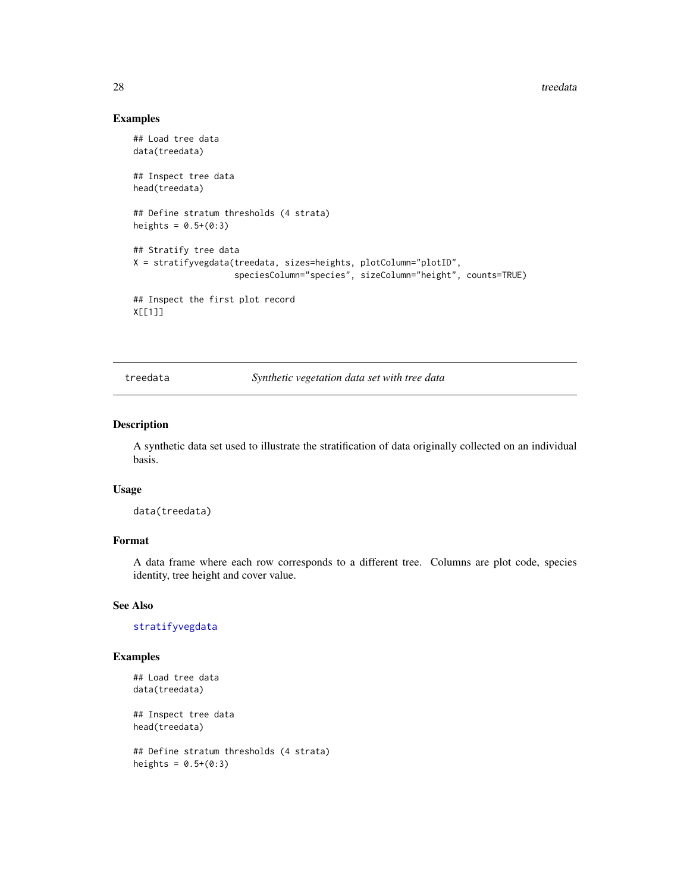## Examples

```
## Load tree data
data(treedata)

## Inspect tree data
head(treedata)

## Define stratum thresholds (4 strata)
heights = 0.5+(0:3)

## Stratify tree data
X = stratifyvegdata(treedata, sizes=heights, plotColumn="plotID",
                    speciesColumn="species", sizeColumn="height", counts=TRUE)

## Inspect the first plot record
X[[1]]
```

---

# treedata &nbsp;&nbsp;&nbsp;&nbsp; *Synthetic vegetation data set with tree data*

## Description

A synthetic data set used to illustrate the stratification of data originally collected on an individual basis.

## Usage

```
data(treedata)
```

## Format

A data frame where each row corresponds to a different tree. Columns are plot code, species identity, tree height and cover value.

## See Also

stratifyvegdata

## Examples

```
## Load tree data
data(treedata)

## Inspect tree data
head(treedata)

## Define stratum thresholds (4 strata)
heights = 0.5+(0:3)
```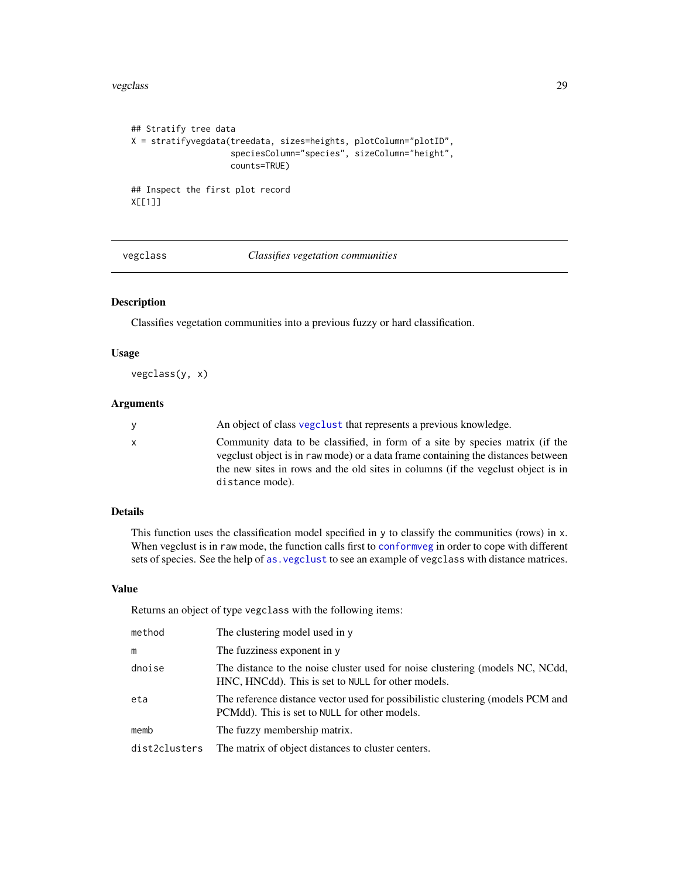```
## Stratify tree data
X = stratifyvegdata(treedata, sizes=heights, plotColumn="plotID",
                    speciesColumn="species", sizeColumn="height",
                    counts=TRUE)

## Inspect the first plot record
X[[1]]
```

---

# vegclass — *Classifies vegetation communities*

---

## Description

Classifies vegetation communities into a previous fuzzy or hard classification.

## Usage

```
vegclass(y, x)
```

## Arguments

| | |
|---|---|
| y | An object of class `vegclust` that represents a previous knowledge. |
| x | Community data to be classified, in form of a site by species matrix (if the vegclust object is in `raw` mode) or a data frame containing the distances between the new sites in rows and the old sites in columns (if the vegclust object is in `distance` mode). |

## Details

This function uses the classification model specified in `y` to classify the communities (rows) in `x`. When vegclust is in `raw` mode, the function calls first to `conformveg` in order to cope with different sets of species. See the help of `as.vegclust` to see an example of `vegclass` with distance matrices.

## Value

Returns an object of type `vegclass` with the following items:

| | |
|---|---|
| method | The clustering model used in `y` |
| m | The fuzziness exponent in `y` |
| dnoise | The distance to the noise cluster used for noise clustering (models NC, NCdd, HNC, HNCdd). This is set to `NULL` for other models. |
| eta | The reference distance vector used for possibilistic clustering (models PCM and PCMdd). This is set to `NULL` for other models. |
| memb | The fuzzy membership matrix. |
| dist2clusters | The matrix of object distances to cluster centers. |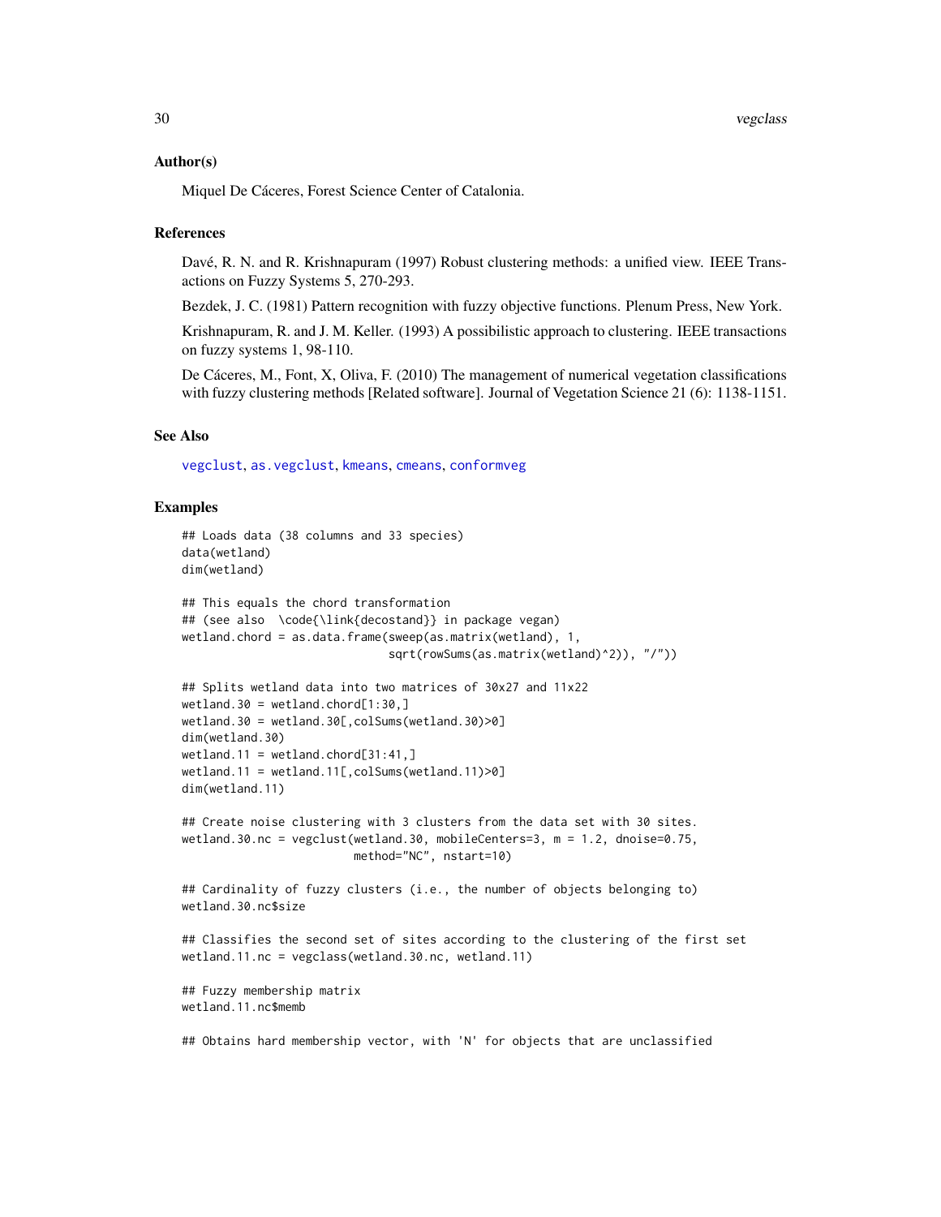### Author(s)

Miquel De Cáceres, Forest Science Center of Catalonia.

### References

Davé, R. N. and R. Krishnapuram (1997) Robust clustering methods: a unified view. IEEE Transactions on Fuzzy Systems 5, 270-293.

Bezdek, J. C. (1981) Pattern recognition with fuzzy objective functions. Plenum Press, New York.

Krishnapuram, R. and J. M. Keller. (1993) A possibilistic approach to clustering. IEEE transactions on fuzzy systems 1, 98-110.

De Cáceres, M., Font, X, Oliva, F. (2010) The management of numerical vegetation classifications with fuzzy clustering methods [Related software]. Journal of Vegetation Science 21 (6): 1138-1151.

### See Also

vegclust, as.vegclust, kmeans, cmeans, conformveg

### Examples

```
## Loads data (38 columns and 33 species)
data(wetland)
dim(wetland)

## This equals the chord transformation
## (see also  \code{\link{decostand}} in package vegan)
wetland.chord = as.data.frame(sweep(as.matrix(wetland), 1,
                             sqrt(rowSums(as.matrix(wetland)^2)), "/"))

## Splits wetland data into two matrices of 30x27 and 11x22
wetland.30 = wetland.chord[1:30,]
wetland.30 = wetland.30[,colSums(wetland.30)>0]
dim(wetland.30)
wetland.11 = wetland.chord[31:41,]
wetland.11 = wetland.11[,colSums(wetland.11)>0]
dim(wetland.11)

## Create noise clustering with 3 clusters from the data set with 30 sites.
wetland.30.nc = vegclust(wetland.30, mobileCenters=3, m = 1.2, dnoise=0.75,
                        method="NC", nstart=10)

## Cardinality of fuzzy clusters (i.e., the number of objects belonging to)
wetland.30.nc$size

## Classifies the second set of sites according to the clustering of the first set
wetland.11.nc = vegclass(wetland.30.nc, wetland.11)

## Fuzzy membership matrix
wetland.11.nc$memb

## Obtains hard membership vector, with 'N' for objects that are unclassified
```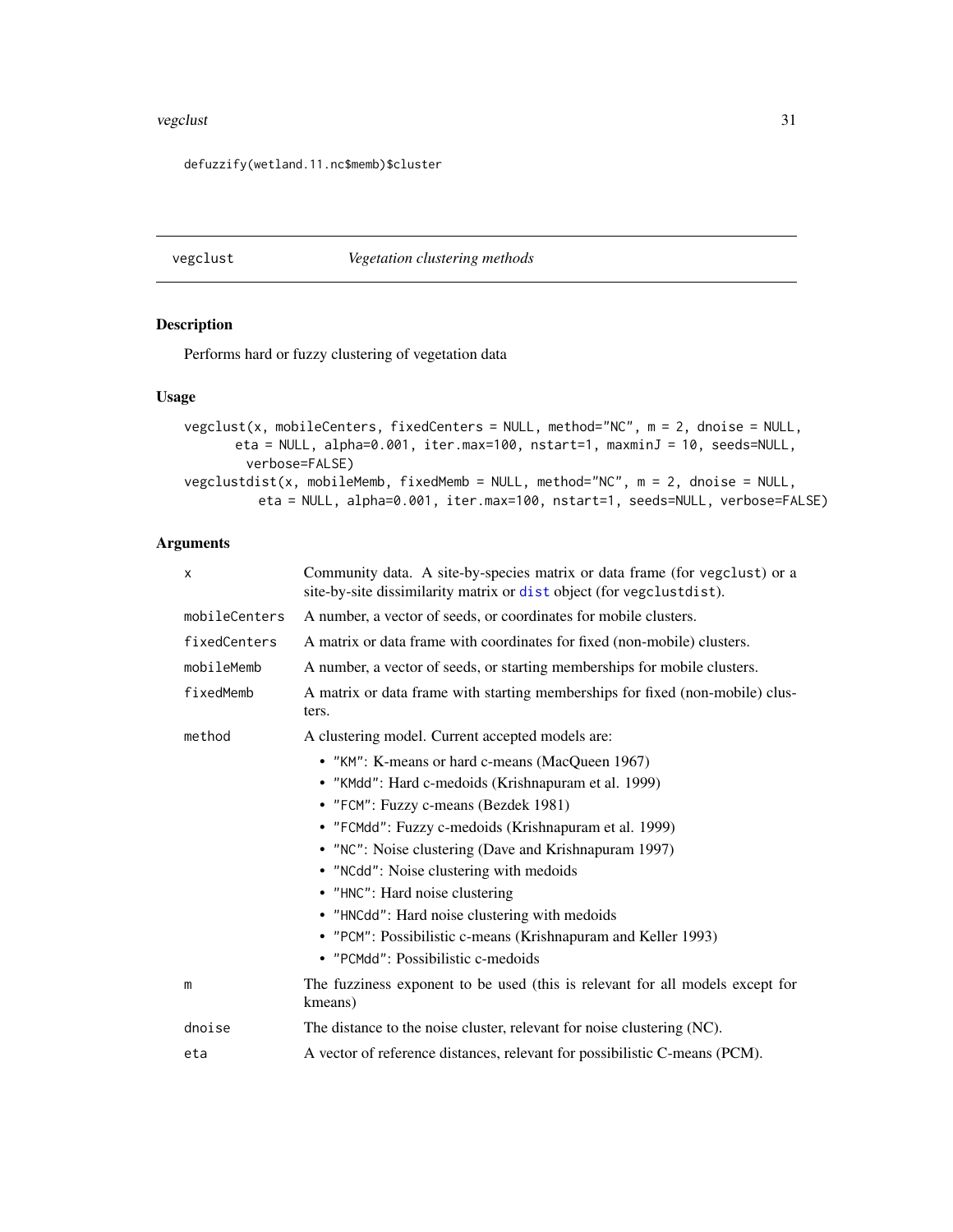```
defuzzify(wetland.11.nc$memb)$cluster
```

## vegclust — *Vegetation clustering methods*

### Description

Performs hard or fuzzy clustering of vegetation data

### Usage

```
vegclust(x, mobileCenters, fixedCenters = NULL, method="NC", m = 2, dnoise = NULL,
      eta = NULL, alpha=0.001, iter.max=100, nstart=1, maxminJ = 10, seeds=NULL,
        verbose=FALSE)
vegclustdist(x, mobileMemb, fixedMemb = NULL, method="NC", m = 2, dnoise = NULL,
          eta = NULL, alpha=0.001, iter.max=100, nstart=1, seeds=NULL, verbose=FALSE)
```

### Arguments

| | |
|---|---|
| x | Community data. A site-by-species matrix or data frame (for vegclust) or a site-by-site dissimilarity matrix or dist object (for vegclustdist). |
| mobileCenters | A number, a vector of seeds, or coordinates for mobile clusters. |
| fixedCenters | A matrix or data frame with coordinates for fixed (non-mobile) clusters. |
| mobileMemb | A number, a vector of seeds, or starting memberships for mobile clusters. |
| fixedMemb | A matrix or data frame with starting memberships for fixed (non-mobile) clusters. |
| method | A clustering model. Current accepted models are: <br>• "KM": K-means or hard c-means (MacQueen 1967) <br>• "KMdd": Hard c-medoids (Krishnapuram et al. 1999) <br>• "FCM": Fuzzy c-means (Bezdek 1981) <br>• "FCMdd": Fuzzy c-medoids (Krishnapuram et al. 1999) <br>• "NC": Noise clustering (Dave and Krishnapuram 1997) <br>• "NCdd": Noise clustering with medoids <br>• "HNC": Hard noise clustering <br>• "HNCdd": Hard noise clustering with medoids <br>• "PCM": Possibilistic c-means (Krishnapuram and Keller 1993) <br>• "PCMdd": Possibilistic c-medoids |
| m | The fuzziness exponent to be used (this is relevant for all models except for kmeans) |
| dnoise | The distance to the noise cluster, relevant for noise clustering (NC). |
| eta | A vector of reference distances, relevant for possibilistic C-means (PCM). |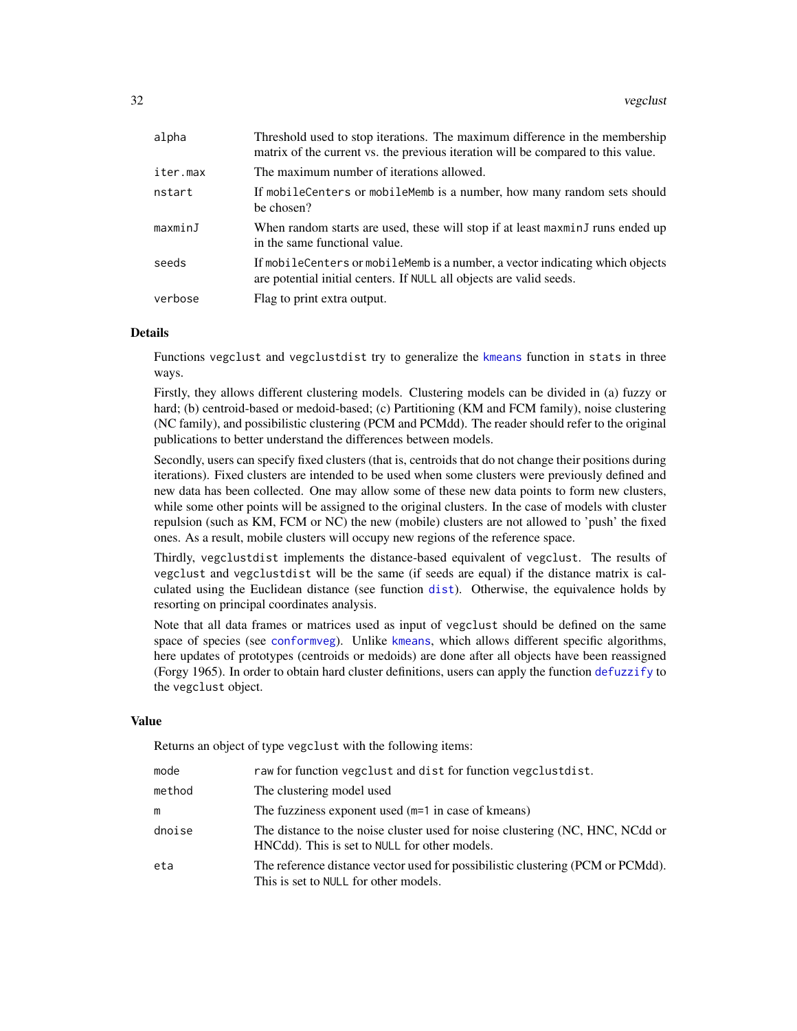| | |
|---|---|
| alpha | Threshold used to stop iterations. The maximum difference in the membership matrix of the current vs. the previous iteration will be compared to this value. |
| iter.max | The maximum number of iterations allowed. |
| nstart | If `mobileCenters` or `mobileMemb` is a number, how many random sets should be chosen? |
| maxminJ | When random starts are used, these will stop if at least `maxminJ` runs ended up in the same functional value. |
| seeds | If `mobileCenters` or `mobileMemb` is a number, a vector indicating which objects are potential initial centers. If `NULL` all objects are valid seeds. |
| verbose | Flag to print extra output. |

## Details

Functions `vegclust` and `vegclustdist` try to generalize the `kmeans` function in `stats` in three ways.

Firstly, they allows different clustering models. Clustering models can be divided in (a) fuzzy or hard; (b) centroid-based or medoid-based; (c) Partitioning (KM and FCM family), noise clustering (NC family), and possibilistic clustering (PCM and PCMdd). The reader should refer to the original publications to better understand the differences between models.

Secondly, users can specify fixed clusters (that is, centroids that do not change their positions during iterations). Fixed clusters are intended to be used when some clusters were previously defined and new data has been collected. One may allow some of these new data points to form new clusters, while some other points will be assigned to the original clusters. In the case of models with cluster repulsion (such as KM, FCM or NC) the new (mobile) clusters are not allowed to 'push' the fixed ones. As a result, mobile clusters will occupy new regions of the reference space.

Thirdly, `vegclustdist` implements the distance-based equivalent of `vegclust`. The results of `vegclust` and `vegclustdist` will be the same (if seeds are equal) if the distance matrix is calculated using the Euclidean distance (see function `dist`). Otherwise, the equivalence holds by resorting on principal coordinates analysis.

Note that all data frames or matrices used as input of `vegclust` should be defined on the same space of species (see `conformveg`). Unlike `kmeans`, which allows different specific algorithms, here updates of prototypes (centroids or medoids) are done after all objects have been reassigned (Forgy 1965). In order to obtain hard cluster definitions, users can apply the function `defuzzify` to the `vegclust` object.

## Value

Returns an object of type `vegclust` with the following items:

| | |
|---|---|
| mode | `raw` for function `vegclust` and `dist` for function `vegclustdist`. |
| method | The clustering model used |
| m | The fuzziness exponent used (`m=1` in case of kmeans) |
| dnoise | The distance to the noise cluster used for noise clustering (NC, HNC, NCdd or HNCdd). This is set to `NULL` for other models. |
| eta | The reference distance vector used for possibilistic clustering (PCM or PCMdd). This is set to `NULL` for other models. |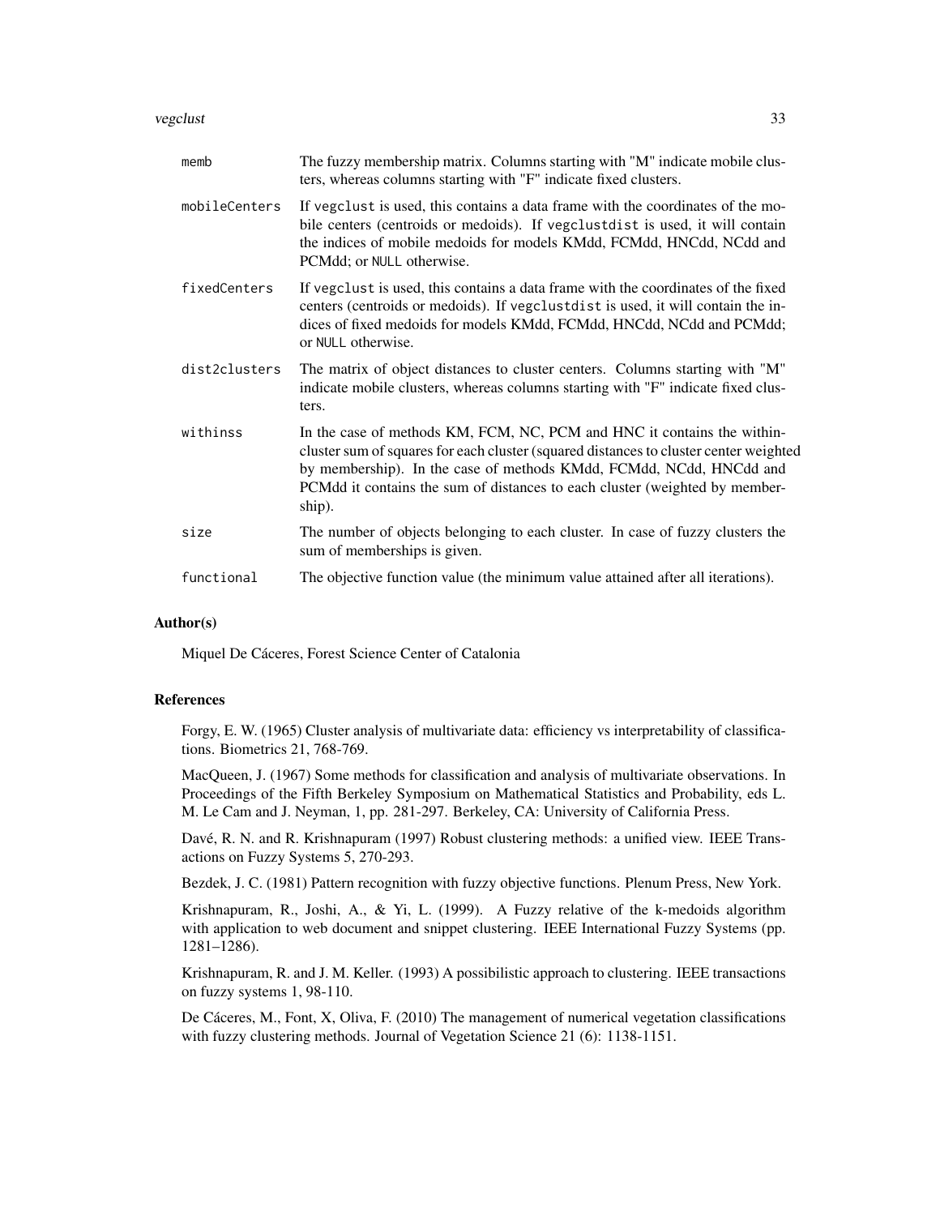memb
: The fuzzy membership matrix. Columns starting with "M" indicate mobile clusters, whereas columns starting with "F" indicate fixed clusters.

mobileCenters
: If `vegclust` is used, this contains a data frame with the coordinates of the mobile centers (centroids or medoids). If `vegclustdist` is used, it will contain the indices of mobile medoids for models KMdd, FCMdd, HNCdd, NCdd and PCMdd; or `NULL` otherwise.

fixedCenters
: If `vegclust` is used, this contains a data frame with the coordinates of the fixed centers (centroids or medoids). If `vegclustdist` is used, it will contain the indices of fixed medoids for models KMdd, FCMdd, HNCdd, NCdd and PCMdd; or `NULL` otherwise.

dist2clusters
: The matrix of object distances to cluster centers. Columns starting with "M" indicate mobile clusters, whereas columns starting with "F" indicate fixed clusters.

withinss
: In the case of methods KM, FCM, NC, PCM and HNC it contains the within-cluster sum of squares for each cluster (squared distances to cluster center weighted by membership). In the case of methods KMdd, FCMdd, NCdd, HNCdd and PCMdd it contains the sum of distances to each cluster (weighted by membership).

size
: The number of objects belonging to each cluster. In case of fuzzy clusters the sum of memberships is given.

functional
: The objective function value (the minimum value attained after all iterations).

## Author(s)

Miquel De Cáceres, Forest Science Center of Catalonia

## References

Forgy, E. W. (1965) Cluster analysis of multivariate data: efficiency vs interpretability of classifications. Biometrics 21, 768-769.

MacQueen, J. (1967) Some methods for classification and analysis of multivariate observations. In Proceedings of the Fifth Berkeley Symposium on Mathematical Statistics and Probability, eds L. M. Le Cam and J. Neyman, 1, pp. 281-297. Berkeley, CA: University of California Press.

Davé, R. N. and R. Krishnapuram (1997) Robust clustering methods: a unified view. IEEE Transactions on Fuzzy Systems 5, 270-293.

Bezdek, J. C. (1981) Pattern recognition with fuzzy objective functions. Plenum Press, New York.

Krishnapuram, R., Joshi, A., & Yi, L. (1999). A Fuzzy relative of the k-medoids algorithm with application to web document and snippet clustering. IEEE International Fuzzy Systems (pp. 1281–1286).

Krishnapuram, R. and J. M. Keller. (1993) A possibilistic approach to clustering. IEEE transactions on fuzzy systems 1, 98-110.

De Cáceres, M., Font, X, Oliva, F. (2010) The management of numerical vegetation classifications with fuzzy clustering methods. Journal of Vegetation Science 21 (6): 1138-1151.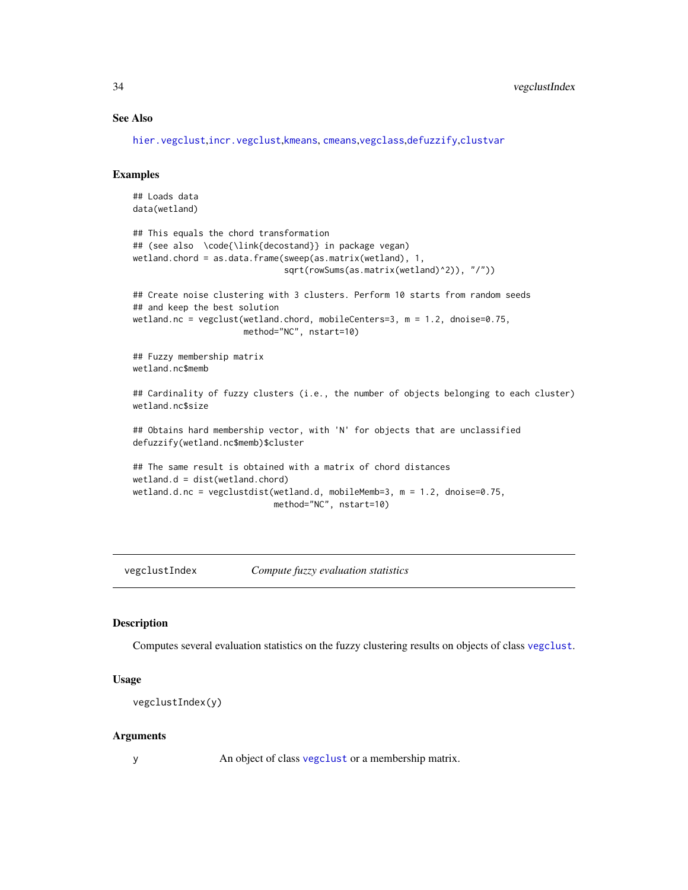### See Also

hier.vegclust,incr.vegclust,kmeans, cmeans,vegclass,defuzzify,clustvar

### Examples

```
## Loads data
data(wetland)

## This equals the chord transformation
## (see also  \code{\link{decostand}} in package vegan)
wetland.chord = as.data.frame(sweep(as.matrix(wetland), 1,
                              sqrt(rowSums(as.matrix(wetland)^2)), "/"))

## Create noise clustering with 3 clusters. Perform 10 starts from random seeds
## and keep the best solution
wetland.nc = vegclust(wetland.chord, mobileCenters=3, m = 1.2, dnoise=0.75,
                      method="NC", nstart=10)

## Fuzzy membership matrix
wetland.nc$memb

## Cardinality of fuzzy clusters (i.e., the number of objects belonging to each cluster)
wetland.nc$size

## Obtains hard membership vector, with 'N' for objects that are unclassified
defuzzify(wetland.nc$memb)$cluster

## The same result is obtained with a matrix of chord distances
wetland.d = dist(wetland.chord)
wetland.d.nc = vegclustdist(wetland.d, mobileMemb=3, m = 1.2, dnoise=0.75,
                            method="NC", nstart=10)
```

## vegclustIndex *Compute fuzzy evaluation statistics*

### Description

Computes several evaluation statistics on the fuzzy clustering results on objects of class vegclust.

### Usage

```
vegclustIndex(y)
```

### Arguments

y    An object of class vegclust or a membership matrix.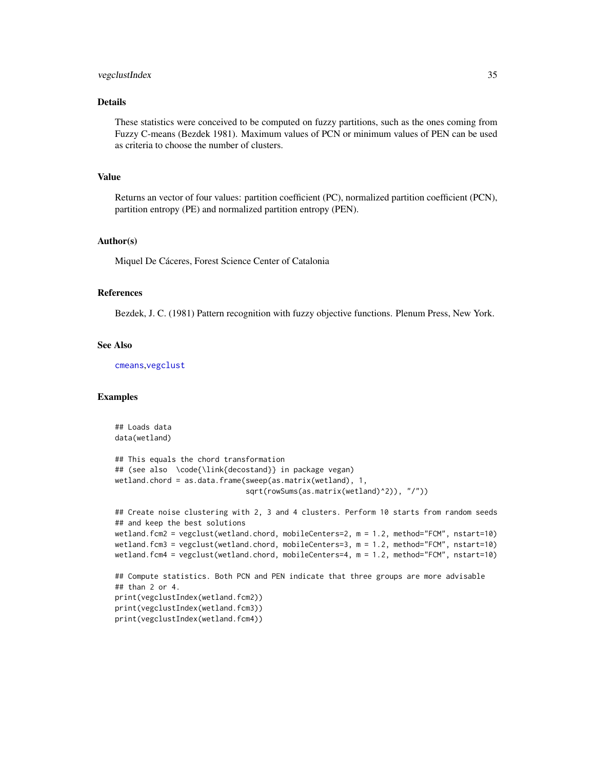## Details

These statistics were conceived to be computed on fuzzy partitions, such as the ones coming from Fuzzy C-means (Bezdek 1981). Maximum values of PCN or minimum values of PEN can be used as criteria to choose the number of clusters.

## Value

Returns an vector of four values: partition coefficient (PC), normalized partition coefficient (PCN), partition entropy (PE) and normalized partition entropy (PEN).

## Author(s)

Miquel De Cáceres, Forest Science Center of Catalonia

## References

Bezdek, J. C. (1981) Pattern recognition with fuzzy objective functions. Plenum Press, New York.

## See Also

cmeans, vegclust

## Examples

```
## Loads data
data(wetland)

## This equals the chord transformation
## (see also  \code{\link{decostand}} in package vegan)
wetland.chord = as.data.frame(sweep(as.matrix(wetland), 1,
                              sqrt(rowSums(as.matrix(wetland)^2)), "/"))

## Create noise clustering with 2, 3 and 4 clusters. Perform 10 starts from random seeds
## and keep the best solutions
wetland.fcm2 = vegclust(wetland.chord, mobileCenters=2, m = 1.2, method="FCM", nstart=10)
wetland.fcm3 = vegclust(wetland.chord, mobileCenters=3, m = 1.2, method="FCM", nstart=10)
wetland.fcm4 = vegclust(wetland.chord, mobileCenters=4, m = 1.2, method="FCM", nstart=10)

## Compute statistics. Both PCN and PEN indicate that three groups are more advisable
## than 2 or 4.
print(vegclustIndex(wetland.fcm2))
print(vegclustIndex(wetland.fcm3))
print(vegclustIndex(wetland.fcm4))
```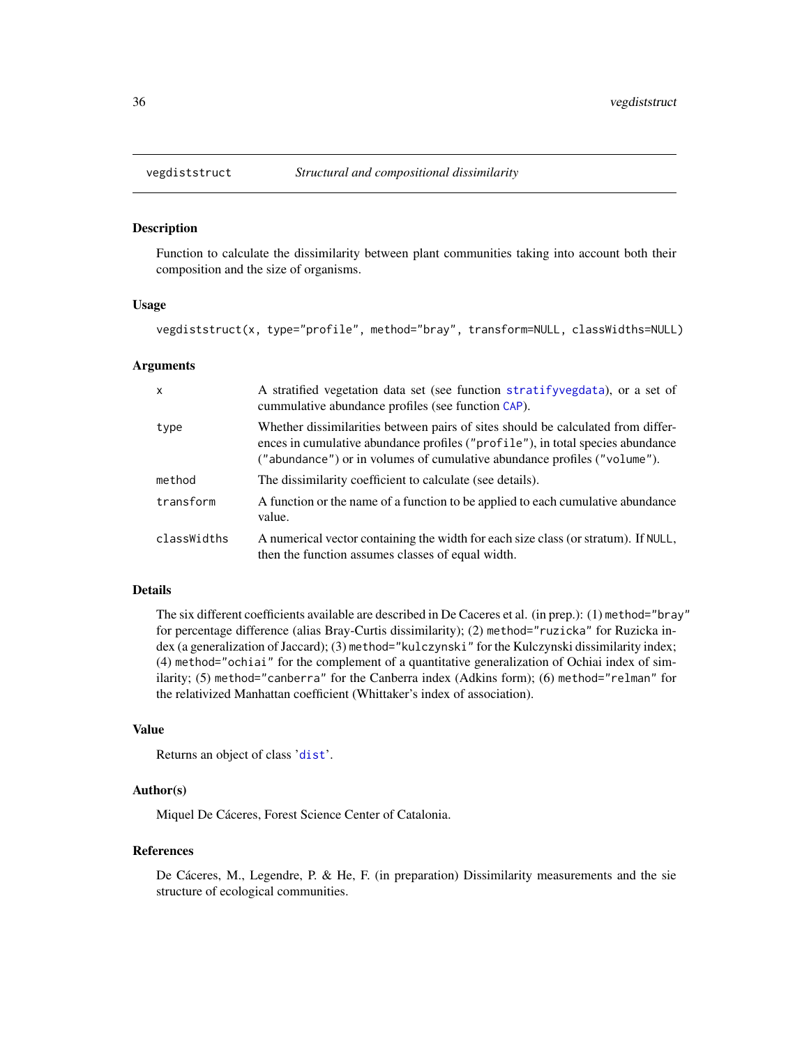## vegdiststruct — *Structural and compositional dissimilarity*

### Description

Function to calculate the dissimilarity between plant communities taking into account both their composition and the size of organisms.

### Usage

```
vegdiststruct(x, type="profile", method="bray", transform=NULL, classWidths=NULL)
```

### Arguments

| | |
|---|---|
| `x` | A stratified vegetation data set (see function `stratifyvegdata`), or a set of cummulative abundance profiles (see function `CAP`). |
| `type` | Whether dissimilarities between pairs of sites should be calculated from differences in cumulative abundance profiles (`"profile"`), in total species abundance (`"abundance"`) or in volumes of cumulative abundance profiles (`"volume"`). |
| `method` | The dissimilarity coefficient to calculate (see details). |
| `transform` | A function or the name of a function to be applied to each cumulative abundance value. |
| `classWidths` | A numerical vector containing the width for each size class (or stratum). If `NULL`, then the function assumes classes of equal width. |

### Details

The six different coefficients available are described in De Caceres et al. (in prep.): (1) `method="bray"` for percentage difference (alias Bray-Curtis dissimilarity); (2) `method="ruzicka"` for Ruzicka index (a generalization of Jaccard); (3) `method="kulczynski"` for the Kulczynski dissimilarity index; (4) `method="ochiai"` for the complement of a quantitative generalization of Ochiai index of similarity; (5) `method="canberra"` for the Canberra index (Adkins form); (6) `method="relman"` for the relativized Manhattan coefficient (Whittaker's index of association).

### Value

Returns an object of class '`dist`'.

### Author(s)

Miquel De Cáceres, Forest Science Center of Catalonia.

### References

De Cáceres, M., Legendre, P. & He, F. (in preparation) Dissimilarity measurements and the sie structure of ecological communities.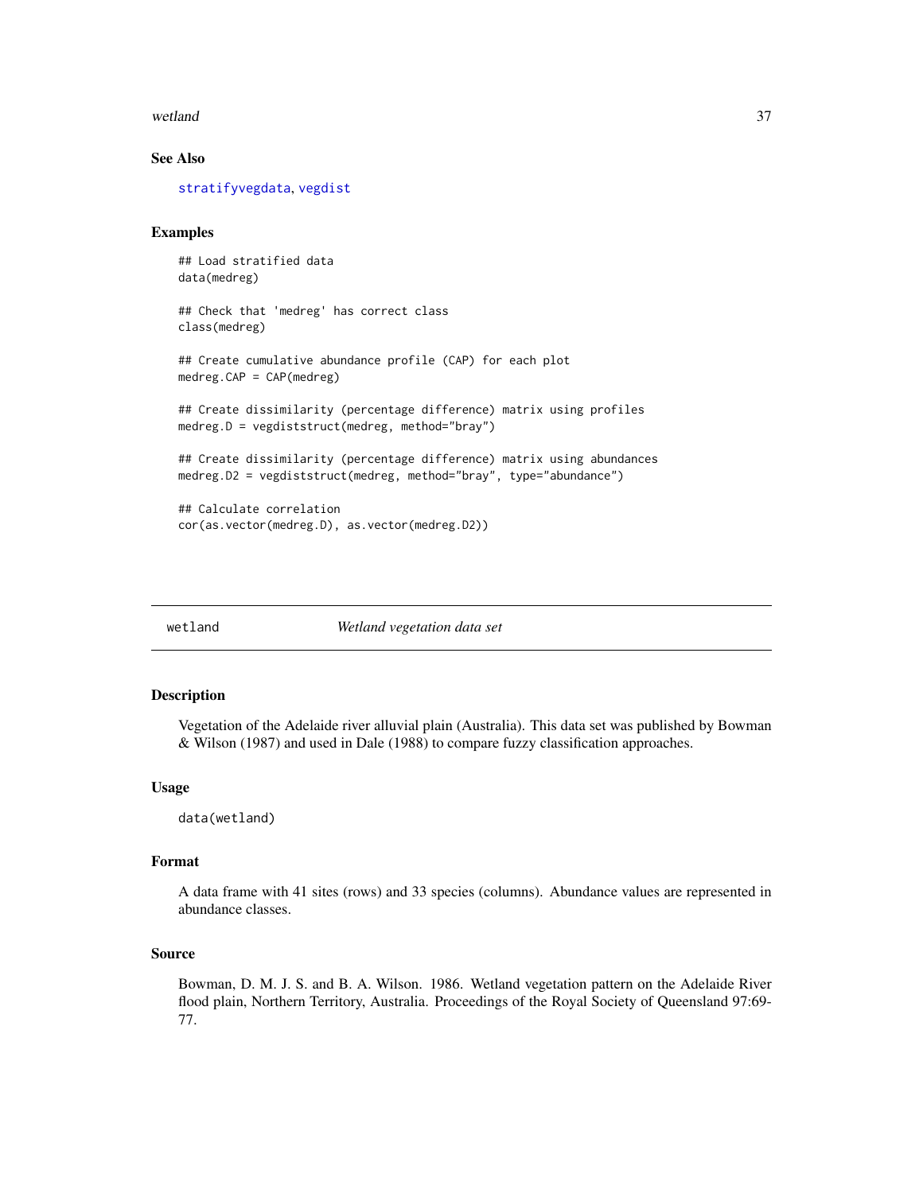### See Also

stratifyvegdata, vegdist

### Examples

```
## Load stratified data
data(medreg)

## Check that 'medreg' has correct class
class(medreg)

## Create cumulative abundance profile (CAP) for each plot
medreg.CAP = CAP(medreg)

## Create dissimilarity (percentage difference) matrix using profiles
medreg.D = vegdiststruct(medreg, method="bray")

## Create dissimilarity (percentage difference) matrix using abundances
medreg.D2 = vegdiststruct(medreg, method="bray", type="abundance")

## Calculate correlation
cor(as.vector(medreg.D), as.vector(medreg.D2))
```

---

## wetland — *Wetland vegetation data set*

### Description

Vegetation of the Adelaide river alluvial plain (Australia). This data set was published by Bowman & Wilson (1987) and used in Dale (1988) to compare fuzzy classification approaches.

### Usage

```
data(wetland)
```

### Format

A data frame with 41 sites (rows) and 33 species (columns). Abundance values are represented in abundance classes.

### Source

Bowman, D. M. J. S. and B. A. Wilson. 1986. Wetland vegetation pattern on the Adelaide River flood plain, Northern Territory, Australia. Proceedings of the Royal Society of Queensland 97:69-77.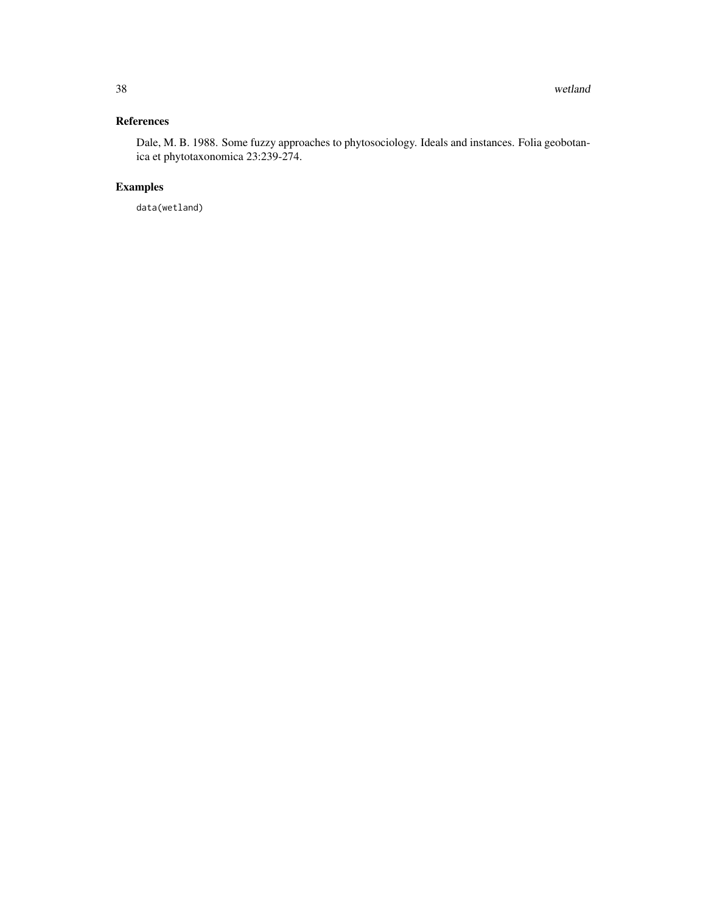## References

Dale, M. B. 1988. Some fuzzy approaches to phytosociology. Ideals and instances. Folia geobotanica et phytotaxonomica 23:239-274.

## Examples

```
data(wetland)
```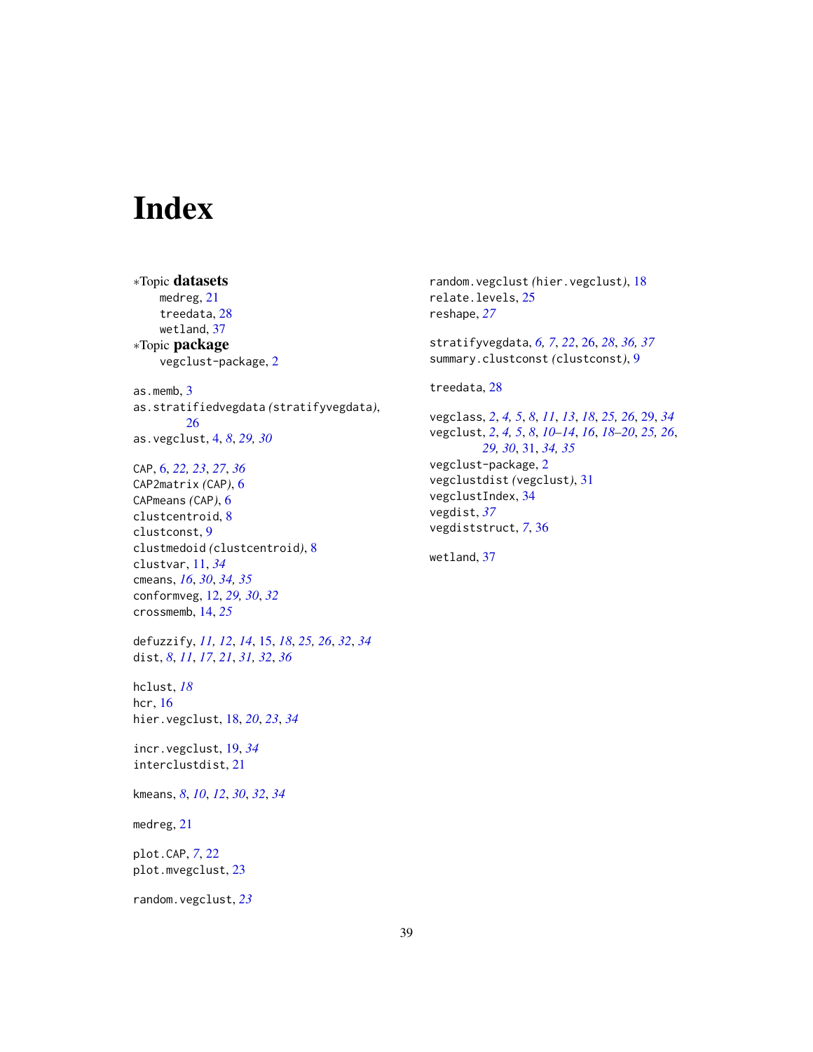# Index

*Topic **datasets**
- medreg, 21
- treedata, 28
- wetland, 37

*Topic **package**
- vegclust-package, 2

as.memb, 3
as.stratifiedvegdata *(*stratifyvegdata*)*, 26
as.vegclust, 4, *8*, *29, 30*

CAP, 6, *22, 23*, *27*, *36*
CAP2matrix *(*CAP*)*, 6
CAPmeans *(*CAP*)*, 6
clustcentroid, 8
clustconst, 9
clustmedoid *(*clustcentroid*)*, 8
clustvar, 11, *34*
cmeans, *16*, *30*, *34, 35*
conformveg, 12, *29, 30*, *32*
crossmemb, 14, *25*

defuzzify, *11, 12*, *14*, 15, *18*, *25, 26*, *32*, *34*
dist, *8*, *11*, *17*, *21*, *31, 32*, *36*

hclust, *18*
hcr, 16
hier.vegclust, 18, *20*, *23*, *34*

incr.vegclust, 19, *34*
interclustdist, 21

kmeans, *8*, *10*, *12*, *30*, *32*, *34*

medreg, 21

plot.CAP, *7*, 22
plot.mvegclust, 23

random.vegclust, *23*
random.vegclust *(*hier.vegclust*)*, 18
relate.levels, 25
reshape, *27*

stratifyvegdata, *6, 7*, *22*, 26, *28*, *36, 37*
summary.clustconst *(*clustconst*)*, 9

treedata, 28

vegclass, *2*, *4, 5*, *8*, *11*, *13*, *18*, *25, 26*, 29, *34*
vegclust, *2*, *4, 5*, *8*, *10–14*, *16*, *18–20*, *25, 26*, *29, 30*, 31, *34, 35*
vegclust-package, 2
vegclustdist *(*vegclust*)*, 31
vegclustIndex, 34
vegdist, *37*
vegdiststruct, *7*, 36

wetland, 37